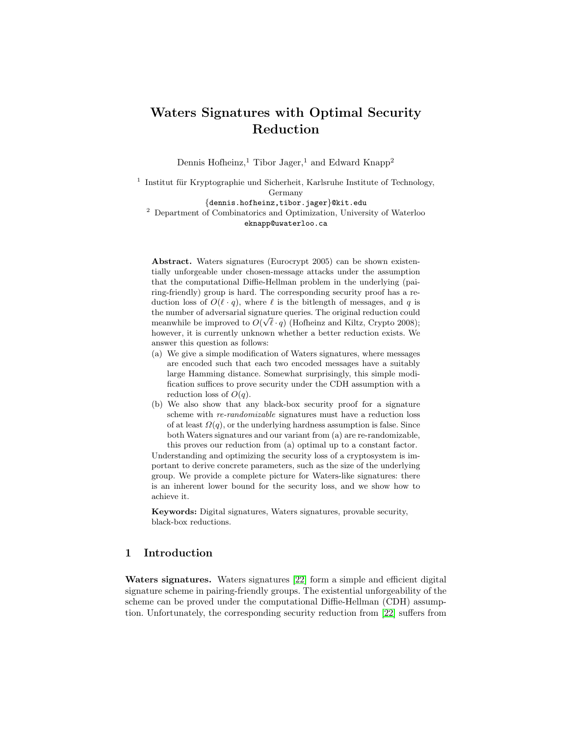# Waters Signatures with Optimal Security Reduction

Dennis Hofheinz,[1] Tibor Jager,[1] and Edward Knapp[2]

[1] Institut für Kryptographie und Sicherheit, Karlsruhe Institute of Technology, Germany
{dennis.hofheinz,tibor.jager}@kit.edu

[2] Department of Combinatorics and Optimization, University of Waterloo
eknapp@uwaterloo.ca

**Abstract.** Waters signatures (Eurocrypt 2005) can be shown existentially unforgeable under chosen-message attacks under the assumption that the computational Diffie-Hellman problem in the underlying (pairing-friendly) group is hard. The corresponding security proof has a reduction loss of $O(\ell \cdot q)$, where $\ell$ is the bitlength of messages, and $q$ is the number of adversarial signature queries. The original reduction could meanwhile be improved to $O(\sqrt{\ell} \cdot q)$ (Hofheinz and Kiltz, Crypto 2008); however, it is currently unknown whether a better reduction exists. We answer this question as follows:

(a) We give a simple modification of Waters signatures, where messages are encoded such that each two encoded messages have a suitably large Hamming distance. Somewhat surprisingly, this simple modification suffices to prove security under the CDH assumption with a reduction loss of $O(q)$.

(b) We also show that any black-box security proof for a signature scheme with *re-randomizable* signatures must have a reduction loss of at least $\Omega(q)$, or the underlying hardness assumption is false. Since both Waters signatures and our variant from (a) are re-randomizable, this proves our reduction from (a) optimal up to a constant factor.

Understanding and optimizing the security loss of a cryptosystem is important to derive concrete parameters, such as the size of the underlying group. We provide a complete picture for Waters-like signatures: there is an inherent lower bound for the security loss, and we show how to achieve it.

**Keywords:** Digital signatures, Waters signatures, provable security, black-box reductions.

## 1 Introduction

**Waters signatures.** Waters signatures [22] form a simple and efficient digital signature scheme in pairing-friendly groups. The existential unforgeability of the scheme can be proved under the computational Diffie-Hellman (CDH) assumption. Unfortunately, the corresponding security reduction from [22] suffers from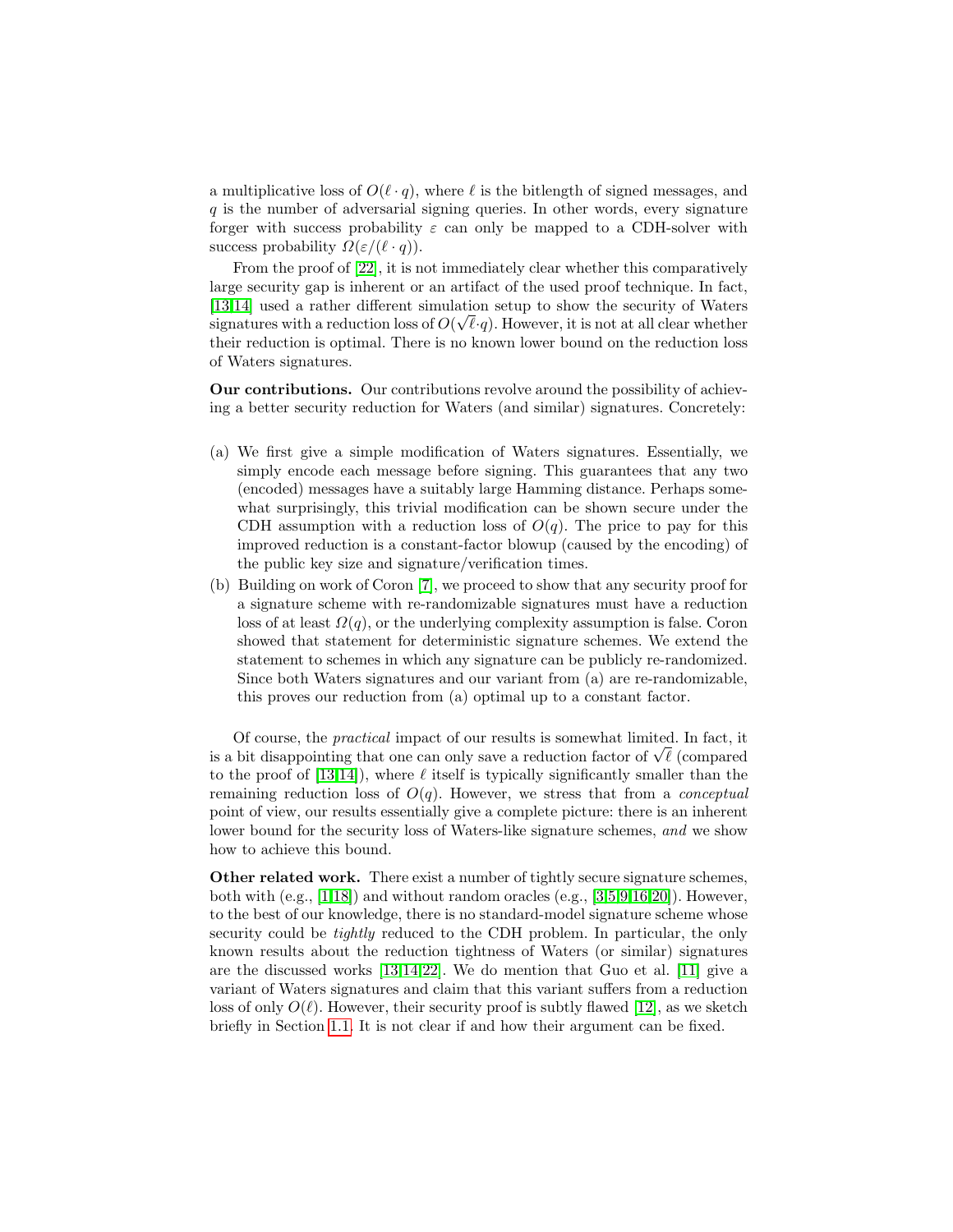a multiplicative loss of $O(\ell \cdot q)$, where $\ell$ is the bitlength of signed messages, and $q$ is the number of adversarial signing queries. In other words, every signature forger with success probability $\varepsilon$ can only be mapped to a CDH-solver with success probability $\Omega(\varepsilon/(\ell \cdot q))$.

From the proof of [22], it is not immediately clear whether this comparatively large security gap is inherent or an artifact of the used proof technique. In fact, [13,14] used a rather different simulation setup to show the security of Waters signatures with a reduction loss of $O(\sqrt{\ell} \cdot q)$. However, it is not at all clear whether their reduction is optimal. There is no known lower bound on the reduction loss of Waters signatures.

**Our contributions.** Our contributions revolve around the possibility of achieving a better security reduction for Waters (and similar) signatures. Concretely:

(a) We first give a simple modification of Waters signatures. Essentially, we simply encode each message before signing. This guarantees that any two (encoded) messages have a suitably large Hamming distance. Perhaps somewhat surprisingly, this trivial modification can be shown secure under the CDH assumption with a reduction loss of $O(q)$. The price to pay for this improved reduction is a constant-factor blowup (caused by the encoding) of the public key size and signature/verification times.

(b) Building on work of Coron [7], we proceed to show that any security proof for a signature scheme with re-randomizable signatures must have a reduction loss of at least $\Omega(q)$, or the underlying complexity assumption is false. Coron showed that statement for deterministic signature schemes. We extend the statement to schemes in which any signature can be publicly re-randomized. Since both Waters signatures and our variant from (a) are re-randomizable, this proves our reduction from (a) optimal up to a constant factor.

Of course, the *practical* impact of our results is somewhat limited. In fact, it is a bit disappointing that one can only save a reduction factor of $\sqrt{\ell}$ (compared to the proof of [13,14]), where $\ell$ itself is typically significantly smaller than the remaining reduction loss of $O(q)$. However, we stress that from a *conceptual* point of view, our results essentially give a complete picture: there is an inherent lower bound for the security loss of Waters-like signature schemes, *and* we show how to achieve this bound.

**Other related work.** There exist a number of tightly secure signature schemes, both with (e.g., [1,18]) and without random oracles (e.g., [3,5,9,16,20]). However, to the best of our knowledge, there is no standard-model signature scheme whose security could be *tightly* reduced to the CDH problem. In particular, the only known results about the reduction tightness of Waters (or similar) signatures are the discussed works [13,14,22]. We do mention that Guo et al. [11] give a variant of Waters signatures and claim that this variant suffers from a reduction loss of only $O(\ell)$. However, their security proof is subtly flawed [12], as we sketch briefly in Section 1.1. It is not clear if and how their argument can be fixed.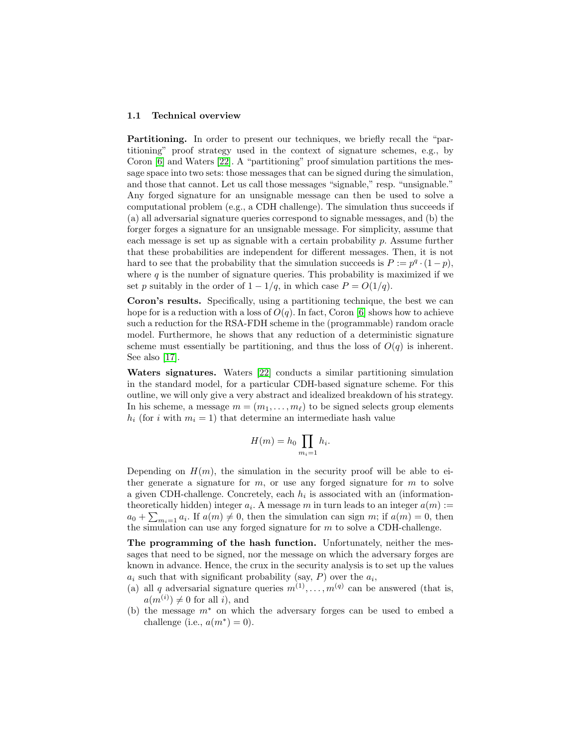### 1.1 Technical overview

**Partitioning.** In order to present our techniques, we briefly recall the "partitioning" proof strategy used in the context of signature schemes, e.g., by Coron [6] and Waters [22]. A "partitioning" proof simulation partitions the message space into two sets: those messages that can be signed during the simulation, and those that cannot. Let us call those messages "signable," resp. "unsignable." Any forged signature for an unsignable message can then be used to solve a computational problem (e.g., a CDH challenge). The simulation thus succeeds if (a) all adversarial signature queries correspond to signable messages, and (b) the forger forges a signature for an unsignable message. For simplicity, assume that each message is set up as signable with a certain probability $p$. Assume further that these probabilities are independent for different messages. Then, it is not hard to see that the probability that the simulation succeeds is $P := p^q \cdot (1-p)$, where $q$ is the number of signature queries. This probability is maximized if we set $p$ suitably in the order of $1 - 1/q$, in which case $P = O(1/q)$.

**Coron's results.** Specifically, using a partitioning technique, the best we can hope for is a reduction with a loss of $O(q)$. In fact, Coron [6] shows how to achieve such a reduction for the RSA-FDH scheme in the (programmable) random oracle model. Furthermore, he shows that any reduction of a deterministic signature scheme must essentially be partitioning, and thus the loss of $O(q)$ is inherent. See also [17].

**Waters signatures.** Waters [22] conducts a similar partitioning simulation in the standard model, for a particular CDH-based signature scheme. For this outline, we will only give a very abstract and idealized breakdown of his strategy. In his scheme, a message $m = (m_1, \ldots, m_\ell)$ to be signed selects group elements $h_i$ (for $i$ with $m_i = 1$) that determine an intermediate hash value

$$H(m) = h_0 \prod_{m_i=1} h_i.$$

Depending on $H(m)$, the simulation in the security proof will be able to either generate a signature for $m$, or use any forged signature for $m$ to solve a given CDH-challenge. Concretely, each $h_i$ is associated with an (information-theoretically hidden) integer $a_i$. A message $m$ in turn leads to an integer $a(m) := a_0 + \sum_{m_i=1} a_i$. If $a(m) \neq 0$, then the simulation can sign $m$; if $a(m) = 0$, then the simulation can use any forged signature for $m$ to solve a CDH-challenge.

**The programming of the hash function.** Unfortunately, neither the messages that need to be signed, nor the message on which the adversary forges are known in advance. Hence, the crux in the security analysis is to set up the values $a_i$ such that with significant probability (say, $P$) over the $a_i$,

(a) all $q$ adversarial signature queries $m^{(1)}, \ldots, m^{(q)}$ can be answered (that is, $a(m^{(i)}) \neq 0$ for all $i$), and

(b) the message $m^*$ on which the adversary forges can be used to embed a challenge (i.e., $a(m^*) = 0$).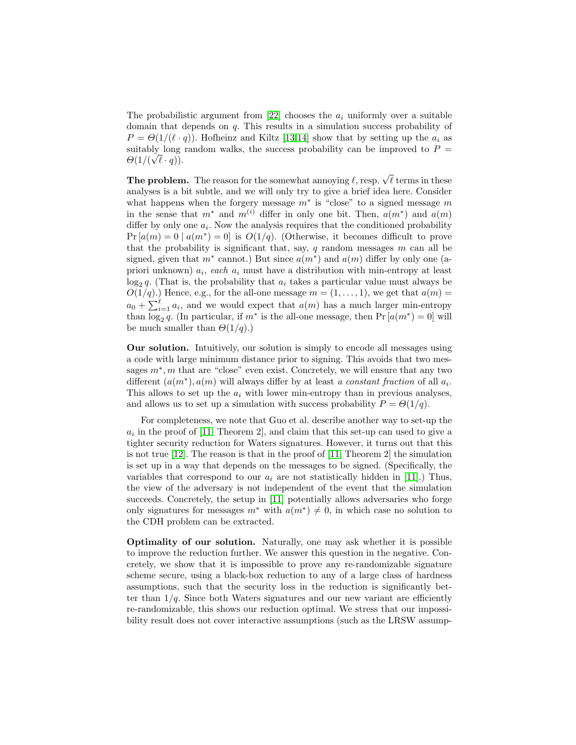The probabilistic argument from [22] chooses the $a_i$ uniformly over a suitable domain that depends on $q$. This results in a simulation success probability of $P = \Theta(1/(\ell \cdot q))$. Hofheinz and Kiltz [13,14] show that by setting up the $a_i$ as suitably long random walks, the success probability can be improved to $P = \Theta(1/(\sqrt{\ell} \cdot q))$.

**The problem.** The reason for the somewhat annoying $\ell$, resp. $\sqrt{\ell}$ terms in these analyses is a bit subtle, and we will only try to give a brief idea here. Consider what happens when the forgery message $m^*$ is "close" to a signed message $m$ in the sense that $m^*$ and $m^{(i)}$ differ in only one bit. Then, $a(m^*)$ and $a(m)$ differ by only one $a_i$. Now the analysis requires that the conditioned probability $\Pr[a(m) = 0 \mid a(m^*) = 0]$ is $O(1/q)$. (Otherwise, it becomes difficult to prove that the probability is significant that, say, $q$ random messages $m$ can all be signed, given that $m^*$ cannot.) But since $a(m^*)$ and $a(m)$ differ by only one (a-priori unknown) $a_i$, *each* $a_i$ must have a distribution with min-entropy at least $\log_2 q$. (That is, the probability that $a_i$ takes a particular value must always be $O(1/q)$.) Hence, e.g., for the all-one message $m = (1, \ldots, 1)$, we get that $a(m) = a_0 + \sum_{i=1}^{\ell} a_i$, and we would expect that $a(m)$ has a much larger min-entropy than $\log_2 q$. (In particular, if $m^*$ is the all-one message, then $\Pr[a(m^*) = 0]$ will be much smaller than $\Theta(1/q)$.)

**Our solution.** Intuitively, our solution is simply to encode all messages using a code with large minimum distance prior to signing. This avoids that two messages $m^*, m$ that are "close" even exist. Concretely, we will ensure that any two different $(a(m^*), a(m)$ will always differ by at least *a constant fraction* of all $a_i$. This allows to set up the $a_i$ with lower min-entropy than in previous analyses, and allows us to set up a simulation with success probability $P = \Theta(1/q)$.

For completeness, we note that Guo et al. describe another way to set-up the $a_i$ in the proof of [11, Theorem 2], and claim that this set-up can used to give a tighter security reduction for Waters signatures. However, it turns out that this is not true [12]. The reason is that in the proof of [11, Theorem 2] the simulation is set up in a way that depends on the messages to be signed. (Specifically, the variables that correspond to our $a_i$ are not statistically hidden in [11].) Thus, the view of the adversary is not independent of the event that the simulation succeeds. Concretely, the setup in [11] potentially allows adversaries who forge only signatures for messages $m^*$ with $a(m^*) \neq 0$, in which case no solution to the CDH problem can be extracted.

**Optimality of our solution.** Naturally, one may ask whether it is possible to improve the reduction further. We answer this question in the negative. Concretely, we show that it is impossible to prove any re-randomizable signature scheme secure, using a black-box reduction to any of a large class of hardness assumptions, such that the security loss in the reduction is significantly better than $1/q$. Since both Waters signatures and our new variant are efficiently re-randomizable, this shows our reduction optimal. We stress that our impossibility result does not cover interactive assumptions (such as the LRSW assump-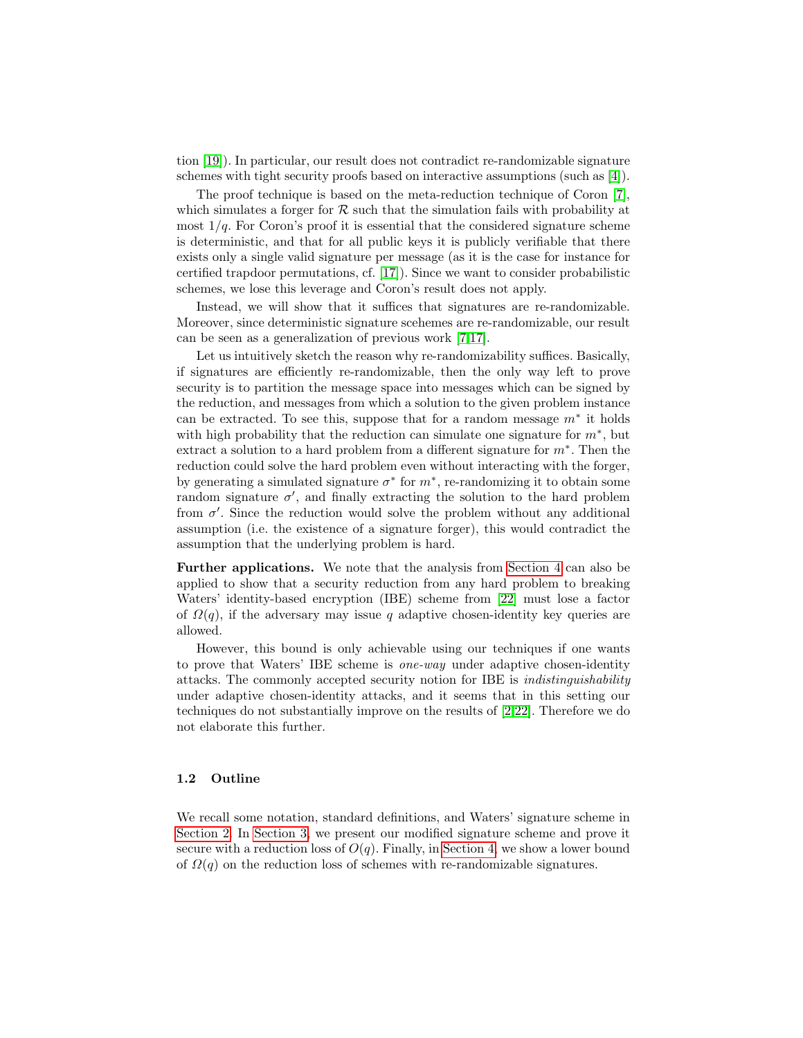tion [19]). In particular, our result does not contradict re-randomizable signature schemes with tight security proofs based on interactive assumptions (such as [4]).

The proof technique is based on the meta-reduction technique of Coron [7], which simulates a forger for $\mathcal{R}$ such that the simulation fails with probability at most $1/q$. For Coron's proof it is essential that the considered signature scheme is deterministic, and that for all public keys it is publicly verifiable that there exists only a single valid signature per message (as it is the case for instance for certified trapdoor permutations, cf. [17]). Since we want to consider probabilistic schemes, we lose this leverage and Coron's result does not apply.

Instead, we will show that it suffices that signatures are re-randomizable. Moreover, since deterministic signature scehemes are re-randomizable, our result can be seen as a generalization of previous work [7,17].

Let us intuitively sketch the reason why re-randomizability suffices. Basically, if signatures are efficiently re-randomizable, then the only way left to prove security is to partition the message space into messages which can be signed by the reduction, and messages from which a solution to the given problem instance can be extracted. To see this, suppose that for a random message $m^*$ it holds with high probability that the reduction can simulate one signature for $m^*$, but extract a solution to a hard problem from a different signature for $m^*$. Then the reduction could solve the hard problem even without interacting with the forger, by generating a simulated signature $\sigma^*$ for $m^*$, re-randomizing it to obtain some random signature $\sigma'$, and finally extracting the solution to the hard problem from $\sigma'$. Since the reduction would solve the problem without any additional assumption (i.e. the existence of a signature forger), this would contradict the assumption that the underlying problem is hard.

**Further applications.** We note that the analysis from Section 4 can also be applied to show that a security reduction from any hard problem to breaking Waters' identity-based encryption (IBE) scheme from [22] must lose a factor of $\Omega(q)$, if the adversary may issue $q$ adaptive chosen-identity key queries are allowed.

However, this bound is only achievable using our techniques if one wants to prove that Waters' IBE scheme is *one-way* under adaptive chosen-identity attacks. The commonly accepted security notion for IBE is *indistinguishability* under adaptive chosen-identity attacks, and it seems that in this setting our techniques do not substantially improve on the results of [2,22]. Therefore we do not elaborate this further.

### 1.2 Outline

We recall some notation, standard definitions, and Waters' signature scheme in Section 2. In Section 3, we present our modified signature scheme and prove it secure with a reduction loss of $O(q)$. Finally, in Section 4, we show a lower bound of $\Omega(q)$ on the reduction loss of schemes with re-randomizable signatures.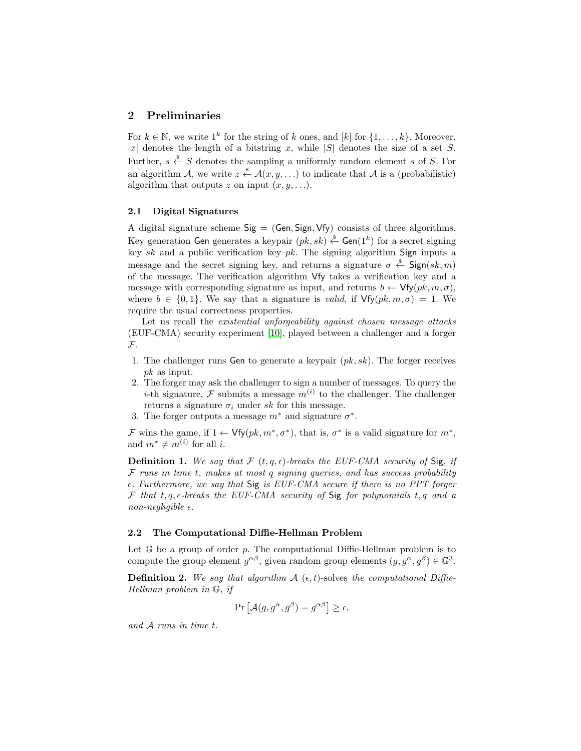## 2 Preliminaries

For $k \in \mathbb{N}$, we write $1^k$ for the string of $k$ ones, and $[k]$ for $\{1, \ldots, k\}$. Moreover, $|x|$ denotes the length of a bitstring $x$, while $|S|$ denotes the size of a set $S$. Further, $s \stackrel{\$}{\leftarrow} S$ denotes the sampling a uniformly random element $s$ of $S$. For an algorithm $\mathcal{A}$, we write $z \stackrel{\$}{\leftarrow} \mathcal{A}(x, y, \ldots)$ to indicate that $\mathcal{A}$ is a (probabilistic) algorithm that outputs $z$ on input $(x, y, \ldots)$.

### 2.1 Digital Signatures

A digital signature scheme $\mathsf{Sig} = (\mathsf{Gen}, \mathsf{Sign}, \mathsf{Vfy})$ consists of three algorithms. Key generation $\mathsf{Gen}$ generates a keypair $(pk, sk) \stackrel{\$}{\leftarrow} \mathsf{Gen}(1^k)$ for a secret signing key $sk$ and a public verification key $pk$. The signing algorithm $\mathsf{Sign}$ inputs a message and the secret signing key, and returns a signature $\sigma \stackrel{\$}{\leftarrow} \mathsf{Sign}(sk, m)$ of the message. The verification algorithm $\mathsf{Vfy}$ takes a verification key and a message with corresponding signature as input, and returns $b \leftarrow \mathsf{Vfy}(pk, m, \sigma)$, where $b \in \{0, 1\}$. We say that a signature is *valid*, if $\mathsf{Vfy}(pk, m, \sigma) = 1$. We require the usual correctness properties.

Let us recall the *existential unforgeability against chosen message attacks* (EUF-CMA) security experiment [10], played between a challenger and a forger $\mathcal{F}$.

1. The challenger runs $\mathsf{Gen}$ to generate a keypair $(pk, sk)$. The forger receives $pk$ as input.
2. The forger may ask the challenger to sign a number of messages. To query the $i$-th signature, $\mathcal{F}$ submits a message $m^{(i)}$ to the challenger. The challenger returns a signature $\sigma_i$ under $sk$ for this message.
3. The forger outputs a message $m^*$ and signature $\sigma^*$.

$\mathcal{F}$ wins the game, if $1 \leftarrow \mathsf{Vfy}(pk, m^*, \sigma^*)$, that is, $\sigma^*$ is a valid signature for $m^*$, and $m^* \neq m^{(i)}$ for all $i$.

**Definition 1.** *We say that $\mathcal{F}$ $(t, q, \epsilon)$-breaks the EUF-CMA security of* $\mathsf{Sig}$*, if $\mathcal{F}$ runs in time $t$, makes at most $q$ signing queries, and has success probability $\epsilon$. Furthermore, we say that* $\mathsf{Sig}$ *is EUF-CMA secure if there is no PPT forger $\mathcal{F}$ that $t, q, \epsilon$-breaks the EUF-CMA security of* $\mathsf{Sig}$ *for polynomials $t, q$ and a non-negligible $\epsilon$.*

### 2.2 The Computational Diffie-Hellman Problem

Let $\mathbb{G}$ be a group of order $p$. The computational Diffie-Hellman problem is to compute the group element $g^{\alpha\beta}$, given random group elements $(g, g^\alpha, g^\beta) \in \mathbb{G}^3$.

**Definition 2.** *We say that algorithm $\mathcal{A}$ $(\epsilon, t)$-solves the computational Diffie-Hellman problem in $\mathbb{G}$, if*

$$\Pr\left[\mathcal{A}(g, g^\alpha, g^\beta) = g^{\alpha\beta}\right] \geq \epsilon,$$

*and $\mathcal{A}$ runs in time $t$.*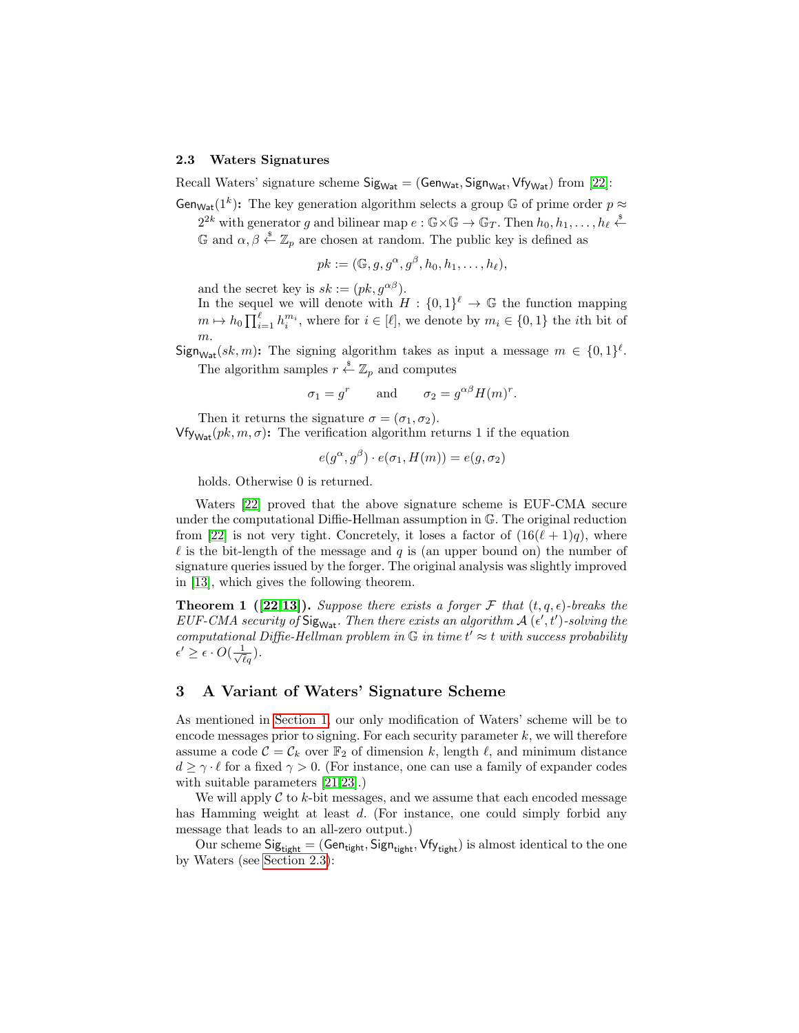### 2.3 Waters Signatures

Recall Waters' signature scheme $\mathsf{Sig}_{\mathsf{Wat}} = (\mathsf{Gen}_{\mathsf{Wat}}, \mathsf{Sign}_{\mathsf{Wat}}, \mathsf{Vfy}_{\mathsf{Wat}})$ from [22]:

$\mathsf{Gen}_{\mathsf{Wat}}(1^k)$**:** The key generation algorithm selects a group $\mathbb{G}$ of prime order $p \approx 2^{2k}$ with generator $g$ and bilinear map $e : \mathbb{G} \times \mathbb{G} \to \mathbb{G}_T$. Then $h_0, h_1, \ldots, h_\ell \stackrel{\$}{\leftarrow} \mathbb{G}$ and $\alpha, \beta \stackrel{\$}{\leftarrow} \mathbb{Z}_p$ are chosen at random. The public key is defined as

$$pk := (\mathbb{G}, g, g^\alpha, g^\beta, h_0, h_1, \ldots, h_\ell),$$

and the secret key is $sk := (pk, g^{\alpha\beta})$.
In the sequel we will denote with $H : \{0,1\}^\ell \to \mathbb{G}$ the function mapping $m \mapsto h_0 \prod_{i=1}^{\ell} h_i^{m_i}$, where for $i \in [\ell]$, we denote by $m_i \in \{0,1\}$ the $i$th bit of $m$.

$\mathsf{Sign}_{\mathsf{Wat}}(sk, m)$**:** The signing algorithm takes as input a message $m \in \{0,1\}^\ell$. The algorithm samples $r \stackrel{\$}{\leftarrow} \mathbb{Z}_p$ and computes

$$\sigma_1 = g^r \qquad \text{and} \qquad \sigma_2 = g^{\alpha\beta} H(m)^r.$$

Then it returns the signature $\sigma = (\sigma_1, \sigma_2)$.

$\mathsf{Vfy}_{\mathsf{Wat}}(pk, m, \sigma)$**:** The verification algorithm returns 1 if the equation

$$e(g^\alpha, g^\beta) \cdot e(\sigma_1, H(m)) = e(g, \sigma_2)$$

holds. Otherwise 0 is returned.

Waters [22] proved that the above signature scheme is EUF-CMA secure under the computational Diffie-Hellman assumption in $\mathbb{G}$. The original reduction from [22] is not very tight. Concretely, it loses a factor of $(16(\ell+1)q)$, where $\ell$ is the bit-length of the message and $q$ is (an upper bound on) the number of signature queries issued by the forger. The original analysis was slightly improved in [13], which gives the following theorem.

**Theorem 1 ([22,13]).** *Suppose there exists a forger $\mathcal{F}$ that $(t, q, \epsilon)$-breaks the EUF-CMA security of $\mathsf{Sig}_{\mathsf{Wat}}$. Then there exists an algorithm $\mathcal{A}$ $(\epsilon', t')$-solving the computational Diffie-Hellman problem in $\mathbb{G}$ in time $t' \approx t$ with success probability $\epsilon' \geq \epsilon \cdot O(\frac{1}{\sqrt{\ell}q})$.*

## 3 A Variant of Waters' Signature Scheme

As mentioned in Section 1, our only modification of Waters' scheme will be to encode messages prior to signing. For each security parameter $k$, we will therefore assume a code $\mathcal{C} = \mathcal{C}_k$ over $\mathbb{F}_2$ of dimension $k$, length $\ell$, and minimum distance $d \geq \gamma \cdot \ell$ for a fixed $\gamma > 0$. (For instance, one can use a family of expander codes with suitable parameters [21,23].)

We will apply $\mathcal{C}$ to $k$-bit messages, and we assume that each encoded message has Hamming weight at least $d$. (For instance, one could simply forbid any message that leads to an all-zero output.)

Our scheme $\mathsf{Sig}_{\mathsf{tight}} = (\mathsf{Gen}_{\mathsf{tight}}, \mathsf{Sign}_{\mathsf{tight}}, \mathsf{Vfy}_{\mathsf{tight}})$ is almost identical to the one by Waters (see Section 2.3):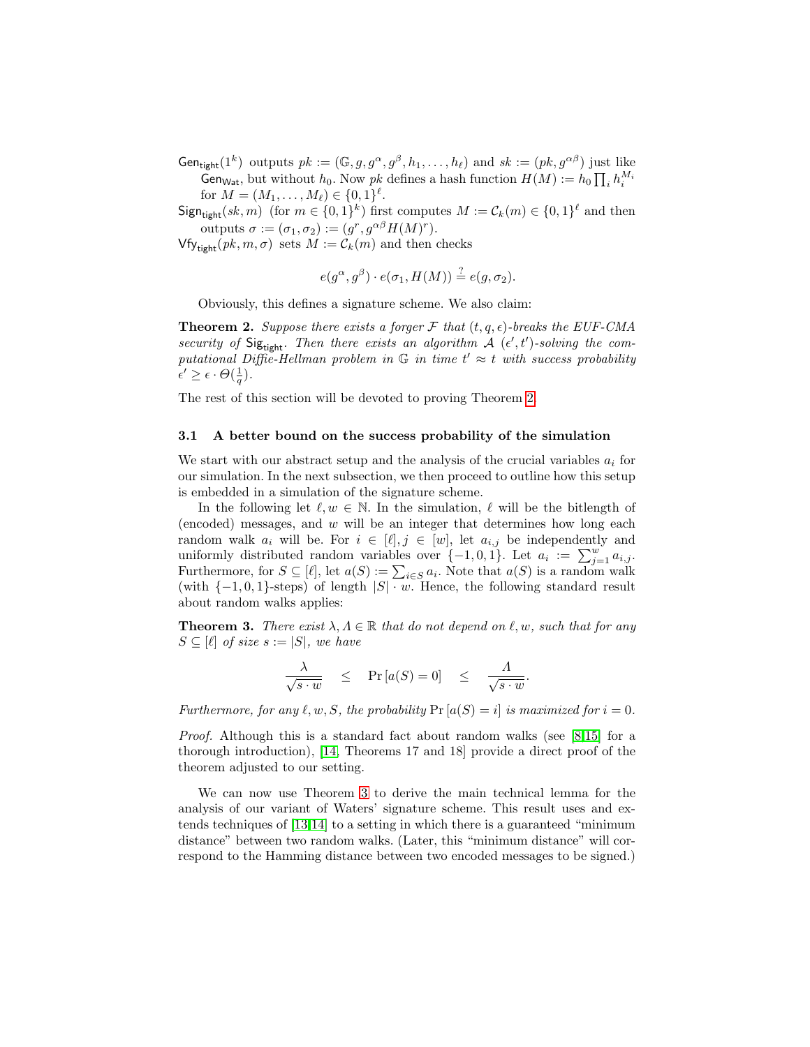$\mathsf{Gen}_{\mathsf{tight}}(1^k)$ outputs $pk := (\mathbb{G}, g, g^\alpha, g^\beta, h_1, \ldots, h_\ell)$ and $sk := (pk, g^{\alpha\beta})$ just like $\mathsf{Gen}_{\mathsf{Wat}}$, but without $h_0$. Now $pk$ defines a hash function $H(M) := h_0 \prod_i h_i^{M_i}$ for $M = (M_1, \ldots, M_\ell) \in \{0,1\}^\ell$.

$\mathsf{Sign}_{\mathsf{tight}}(sk, m)$ (for $m \in \{0,1\}^k$) first computes $M := \mathcal{C}_k(m) \in \{0,1\}^\ell$ and then outputs $\sigma := (\sigma_1, \sigma_2) := (g^r, g^{\alpha\beta} H(M)^r)$.

$\mathsf{Vfy}_{\mathsf{tight}}(pk, m, \sigma)$ sets $M := \mathcal{C}_k(m)$ and then checks

$$e(g^\alpha, g^\beta) \cdot e(\sigma_1, H(M)) \stackrel{?}{=} e(g, \sigma_2).$$

Obviously, this defines a signature scheme. We also claim:

**Theorem 2.** *Suppose there exists a forger $\mathcal{F}$ that $(t, q, \epsilon)$-breaks the EUF-CMA security of $\mathsf{Sig}_{\mathsf{tight}}$. Then there exists an algorithm $\mathcal{A}$ $(\epsilon', t')$-solving the computational Diffie-Hellman problem in $\mathbb{G}$ in time $t' \approx t$ with success probability $\epsilon' \geq \epsilon \cdot \Theta(\frac{1}{q})$.*

The rest of this section will be devoted to proving Theorem 2.

### 3.1 A better bound on the success probability of the simulation

We start with our abstract setup and the analysis of the crucial variables $a_i$ for our simulation. In the next subsection, we then proceed to outline how this setup is embedded in a simulation of the signature scheme.

In the following let $\ell, w \in \mathbb{N}$. In the simulation, $\ell$ will be the bitlength of (encoded) messages, and $w$ will be an integer that determines how long each random walk $a_i$ will be. For $i \in [\ell], j \in [w]$, let $a_{i,j}$ be independently and uniformly distributed random variables over $\{-1, 0, 1\}$. Let $a_i := \sum_{j=1}^{w} a_{i,j}$. Furthermore, for $S \subseteq [\ell]$, let $a(S) := \sum_{i \in S} a_i$. Note that $a(S)$ is a random walk (with $\{-1, 0, 1\}$-steps) of length $|S| \cdot w$. Hence, the following standard result about random walks applies:

**Theorem 3.** *There exist $\lambda, \Lambda \in \mathbb{R}$ that do not depend on $\ell, w$, such that for any $S \subseteq [\ell]$ of size $s := |S|$, we have*

$$\frac{\lambda}{\sqrt{s \cdot w}} \quad \leq \quad \Pr[a(S) = 0] \quad \leq \quad \frac{\Lambda}{\sqrt{s \cdot w}}.$$

*Furthermore, for any $\ell, w, S$, the probability $\Pr[a(S) = i]$ is maximized for $i = 0$.*

*Proof.* Although this is a standard fact about random walks (see [8,15] for a thorough introduction), [14, Theorems 17 and 18] provide a direct proof of the theorem adjusted to our setting.

We can now use Theorem 3 to derive the main technical lemma for the analysis of our variant of Waters' signature scheme. This result uses and extends techniques of [13,14] to a setting in which there is a guaranteed "minimum distance" between two random walks. (Later, this "minimum distance" will correspond to the Hamming distance between two encoded messages to be signed.)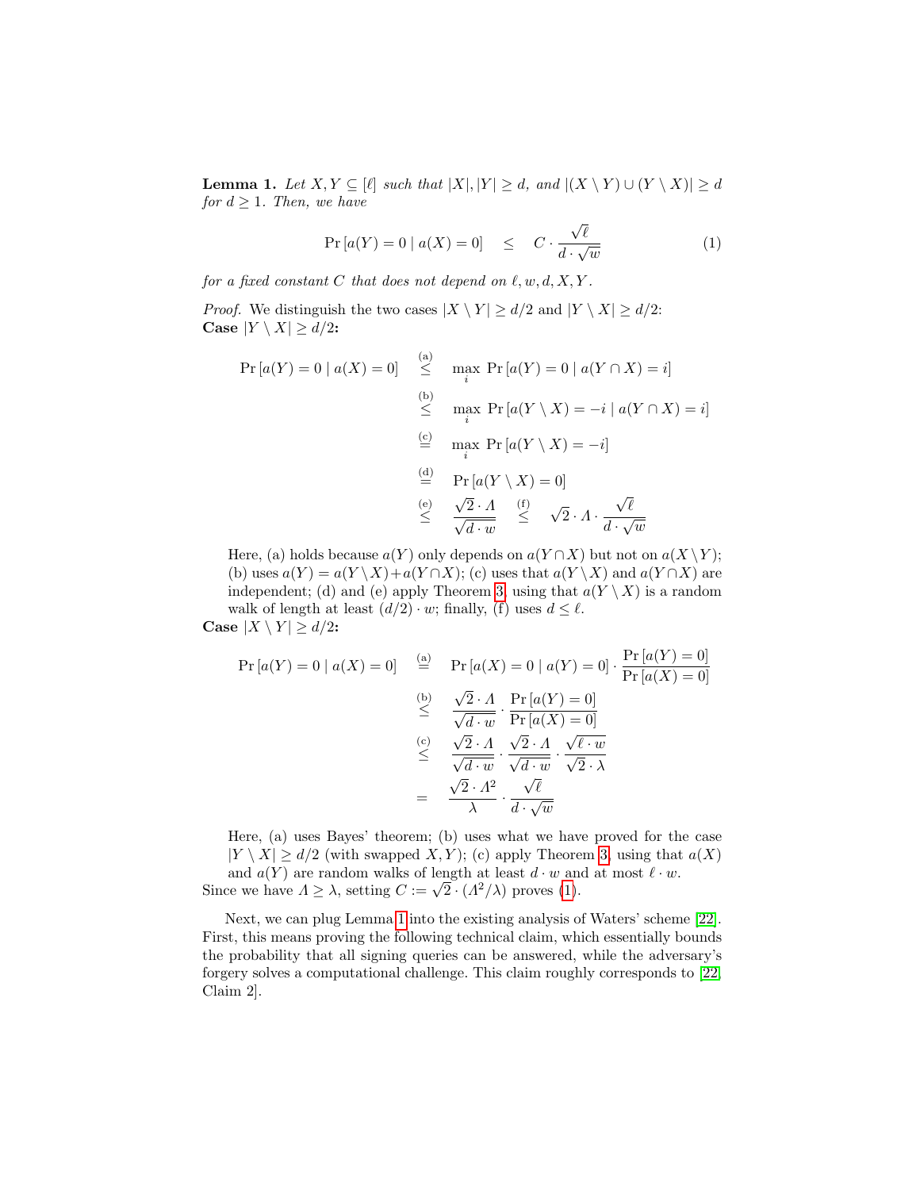**Lemma 1.** *Let $X, Y \subseteq [\ell]$ such that $|X|, |Y| \geq d$, and $|(X \setminus Y) \cup (Y \setminus X)| \geq d$ for $d \geq 1$. Then, we have*

$$\Pr[a(Y) = 0 \mid a(X) = 0] \quad \leq \quad C \cdot \frac{\sqrt{\ell}}{d \cdot \sqrt{w}} \tag{1}$$

*for a fixed constant $C$ that does not depend on $\ell, w, d, X, Y$.*

*Proof.* We distinguish the two cases $|X \setminus Y| \geq d/2$ and $|Y \setminus X| \geq d/2$:
**Case $|Y \setminus X| \geq d/2$:**

$$\begin{aligned}
\Pr[a(Y) = 0 \mid a(X) = 0] \quad &\overset{\text{(a)}}{\leq} \quad \max_i \Pr[a(Y) = 0 \mid a(Y \cap X) = i] \\
&\overset{\text{(b)}}{\leq} \quad \max_i \Pr[a(Y \setminus X) = -i \mid a(Y \cap X) = i] \\
&\overset{\text{(c)}}{=} \quad \max_i \Pr[a(Y \setminus X) = -i] \\
&\overset{\text{(d)}}{=} \quad \Pr[a(Y \setminus X) = 0] \\
&\overset{\text{(e)}}{\leq} \quad \frac{\sqrt{2} \cdot \Lambda}{\sqrt{d \cdot w}} \quad \overset{\text{(f)}}{\leq} \quad \sqrt{2} \cdot \Lambda \cdot \frac{\sqrt{\ell}}{d \cdot \sqrt{w}}
\end{aligned}$$

Here, (a) holds because $a(Y)$ only depends on $a(Y \cap X)$ but not on $a(X \setminus Y)$; (b) uses $a(Y) = a(Y \setminus X) + a(Y \cap X)$; (c) uses that $a(Y \setminus X)$ and $a(Y \cap X)$ are independent; (d) and (e) apply Theorem 3, using that $a(Y \setminus X)$ is a random walk of length at least $(d/2) \cdot w$; finally, (f) uses $d \leq \ell$.

**Case $|X \setminus Y| \geq d/2$:**

$$\begin{aligned}
\Pr[a(Y) = 0 \mid a(X) = 0] \quad &\overset{\text{(a)}}{=} \quad \Pr[a(X) = 0 \mid a(Y) = 0] \cdot \frac{\Pr[a(Y) = 0]}{\Pr[a(X) = 0]} \\
&\overset{\text{(b)}}{\leq} \quad \frac{\sqrt{2} \cdot \Lambda}{\sqrt{d \cdot w}} \cdot \frac{\Pr[a(Y) = 0]}{\Pr[a(X) = 0]} \\
&\overset{\text{(c)}}{\leq} \quad \frac{\sqrt{2} \cdot \Lambda}{\sqrt{d \cdot w}} \cdot \frac{\sqrt{2} \cdot \Lambda}{\sqrt{d \cdot w}} \cdot \frac{\sqrt{\ell \cdot w}}{\sqrt{2} \cdot \lambda} \\
&= \quad \frac{\sqrt{2} \cdot \Lambda^2}{\lambda} \cdot \frac{\sqrt{\ell}}{d \cdot \sqrt{w}}
\end{aligned}$$

Here, (a) uses Bayes' theorem; (b) uses what we have proved for the case $|Y \setminus X| \geq d/2$ (with swapped $X, Y$); (c) apply Theorem 3, using that $a(X)$ and $a(Y)$ are random walks of length at least $d \cdot w$ and at most $\ell \cdot w$.
Since we have $\Lambda \geq \lambda$, setting $C := \sqrt{2} \cdot (\Lambda^2/\lambda)$ proves (1).

Next, we can plug Lemma 1 into the existing analysis of Waters' scheme [22]. First, this means proving the following technical claim, which essentially bounds the probability that all signing queries can be answered, while the adversary's forgery solves a computational challenge. This claim roughly corresponds to [22, Claim 2].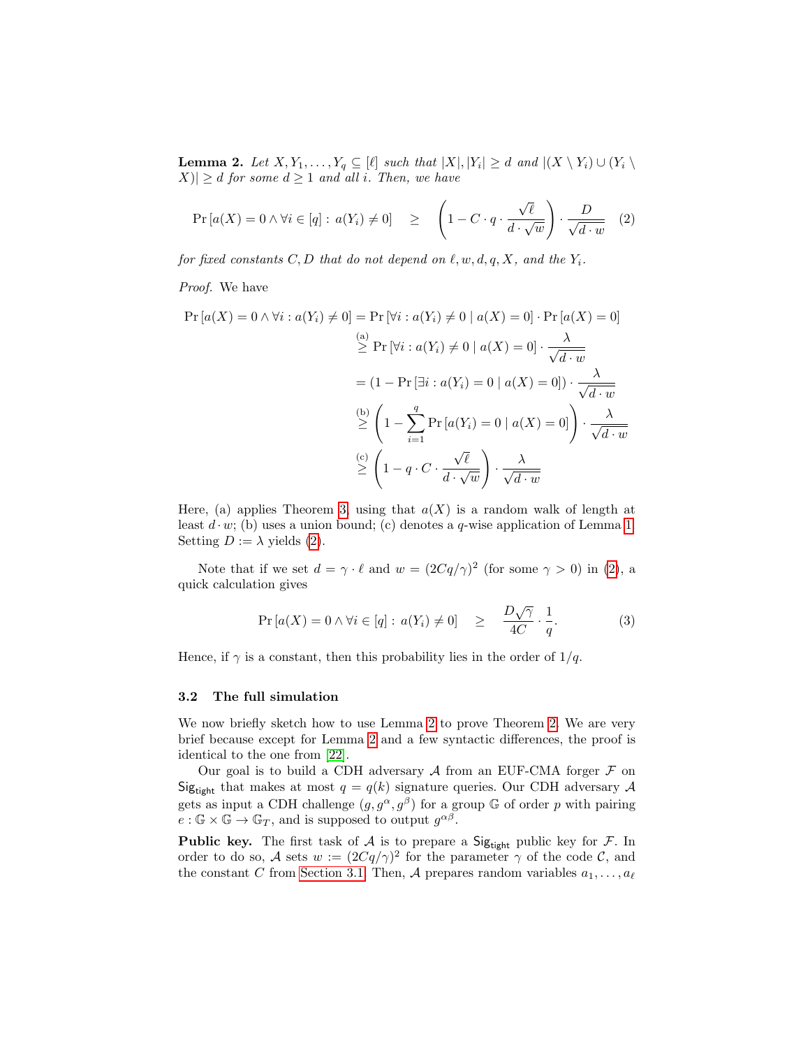**Lemma 2.** *Let $X, Y_1, \ldots, Y_q \subseteq [\ell]$ such that $|X|, |Y_i| \geq d$ and $|(X \setminus Y_i) \cup (Y_i \setminus X)| \geq d$ for some $d \geq 1$ and all $i$. Then, we have*

$$\Pr\left[a(X) = 0 \wedge \forall i \in [q] : a(Y_i) \neq 0\right] \quad \geq \quad \left(1 - C \cdot q \cdot \frac{\sqrt{\ell}}{d \cdot \sqrt{w}}\right) \cdot \frac{D}{\sqrt{d \cdot w}} \quad (2)$$

*for fixed constants $C, D$ that do not depend on $\ell, w, d, q, X$, and the $Y_i$.*

*Proof.* We have

$$\begin{aligned}
\Pr\left[a(X) = 0 \wedge \forall i : a(Y_i) \neq 0\right] &= \Pr\left[\forall i : a(Y_i) \neq 0 \mid a(X) = 0\right] \cdot \Pr\left[a(X) = 0\right] \\
&\overset{\text{(a)}}{\geq} \Pr\left[\forall i : a(Y_i) \neq 0 \mid a(X) = 0\right] \cdot \frac{\lambda}{\sqrt{d \cdot w}} \\
&= \left(1 - \Pr\left[\exists i : a(Y_i) = 0 \mid a(X) = 0\right]\right) \cdot \frac{\lambda}{\sqrt{d \cdot w}} \\
&\overset{\text{(b)}}{\geq} \left(1 - \sum_{i=1}^{q} \Pr\left[a(Y_i) = 0 \mid a(X) = 0\right]\right) \cdot \frac{\lambda}{\sqrt{d \cdot w}} \\
&\overset{\text{(c)}}{\geq} \left(1 - q \cdot C \cdot \frac{\sqrt{\ell}}{d \cdot \sqrt{w}}\right) \cdot \frac{\lambda}{\sqrt{d \cdot w}}
\end{aligned}$$

Here, (a) applies Theorem 3, using that $a(X)$ is a random walk of length at least $d \cdot w$; (b) uses a union bound; (c) denotes a $q$-wise application of Lemma 1. Setting $D := \lambda$ yields (2).

Note that if we set $d = \gamma \cdot \ell$ and $w = (2Cq/\gamma)^2$ (for some $\gamma > 0$) in (2), a quick calculation gives

$$\Pr\left[a(X) = 0 \wedge \forall i \in [q] : a(Y_i) \neq 0\right] \quad \geq \quad \frac{D\sqrt{\gamma}}{4C} \cdot \frac{1}{q}. \quad (3)$$

Hence, if $\gamma$ is a constant, then this probability lies in the order of $1/q$.

### 3.2 The full simulation

We now briefly sketch how to use Lemma 2 to prove Theorem 2. We are very brief because except for Lemma 2 and a few syntactic differences, the proof is identical to the one from [22].

Our goal is to build a CDH adversary $\mathcal{A}$ from an EUF-CMA forger $\mathcal{F}$ on $\mathsf{Sig}_{\mathsf{tight}}$ that makes at most $q = q(k)$ signature queries. Our CDH adversary $\mathcal{A}$ gets as input a CDH challenge $(g, g^\alpha, g^\beta)$ for a group $\mathbb{G}$ of order $p$ with pairing $e : \mathbb{G} \times \mathbb{G} \to \mathbb{G}_T$, and is supposed to output $g^{\alpha\beta}$.

**Public key.** The first task of $\mathcal{A}$ is to prepare a $\mathsf{Sig}_{\mathsf{tight}}$ public key for $\mathcal{F}$. In order to do so, $\mathcal{A}$ sets $w := (2Cq/\gamma)^2$ for the parameter $\gamma$ of the code $\mathcal{C}$, and the constant $C$ from Section 3.1. Then, $\mathcal{A}$ prepares random variables $a_1, \ldots, a_\ell$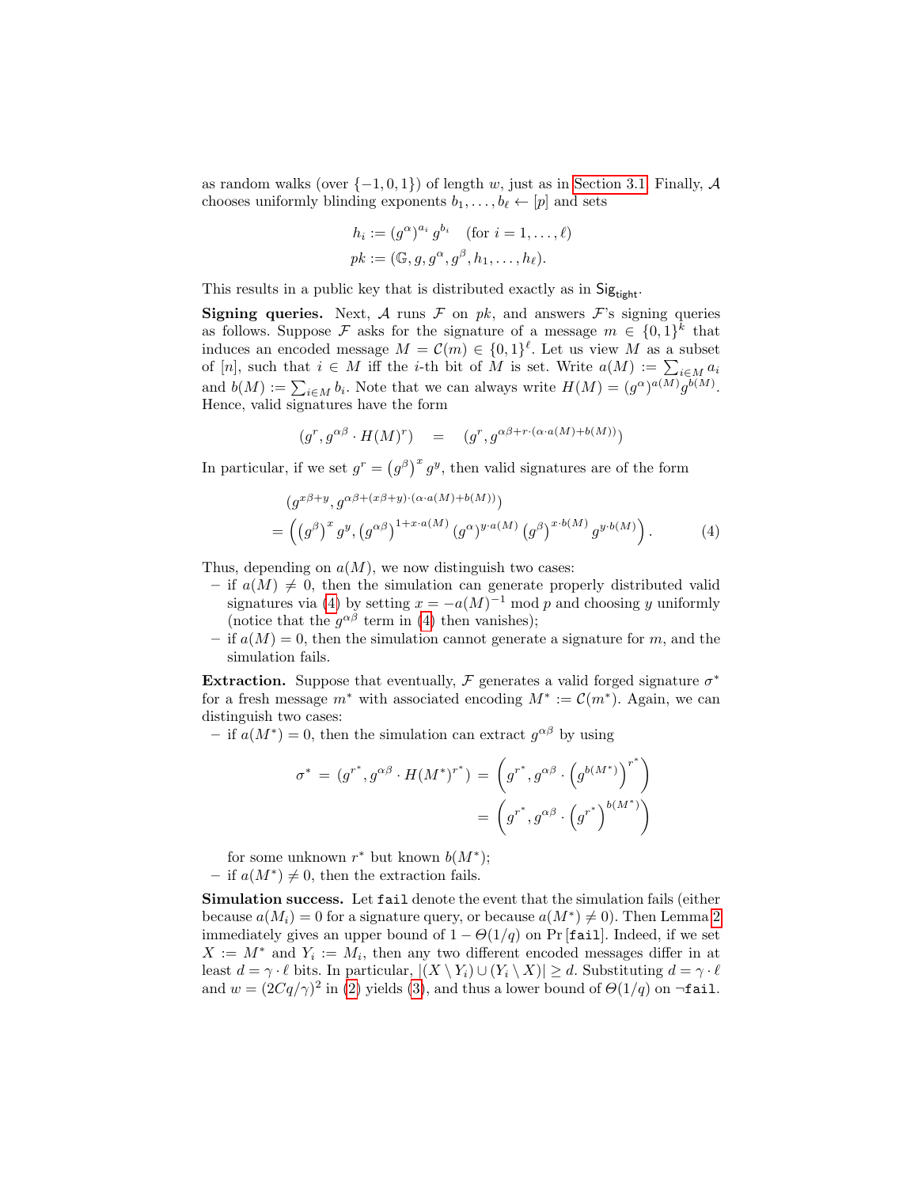as random walks (over $\{-1, 0, 1\}$) of length $w$, just as in Section 3.1. Finally, $\mathcal{A}$ chooses uniformly blinding exponents $b_1, \ldots, b_\ell \leftarrow [p]$ and sets

$$h_i := (g^\alpha)^{a_i}\, g^{b_i} \quad (\text{for } i = 1, \ldots, \ell)$$
$$pk := (\mathbb{G}, g, g^\alpha, g^\beta, h_1, \ldots, h_\ell).$$

This results in a public key that is distributed exactly as in $\mathsf{Sig}_{\mathsf{tight}}$.

**Signing queries.** Next, $\mathcal{A}$ runs $\mathcal{F}$ on $pk$, and answers $\mathcal{F}$'s signing queries as follows. Suppose $\mathcal{F}$ asks for the signature of a message $m \in \{0,1\}^k$ that induces an encoded message $M = \mathcal{C}(m) \in \{0,1\}^\ell$. Let us view $M$ as a subset of $[n]$, such that $i \in M$ iff the $i$-th bit of $M$ is set. Write $a(M) := \sum_{i \in M} a_i$ and $b(M) := \sum_{i \in M} b_i$. Note that we can always write $H(M) = (g^\alpha)^{a(M)} g^{b(M)}$. Hence, valid signatures have the form

$$(g^r, g^{\alpha\beta} \cdot H(M)^r) \quad = \quad (g^r, g^{\alpha\beta + r\cdot(\alpha \cdot a(M) + b(M))})$$

In particular, if we set $g^r = \left(g^\beta\right)^x g^y$, then valid signatures are of the form

$$\begin{aligned}
&(g^{x\beta+y}, g^{\alpha\beta+(x\beta+y)\cdot(\alpha\cdot a(M)+b(M))}) \\
&= \left(\left(g^\beta\right)^x g^y, \left(g^{\alpha\beta}\right)^{1+x\cdot a(M)} (g^\alpha)^{y\cdot a(M)} \left(g^\beta\right)^{x\cdot b(M)} g^{y\cdot b(M)}\right). \qquad (4)
\end{aligned}$$

Thus, depending on $a(M)$, we now distinguish two cases:

- if $a(M) \neq 0$, then the simulation can generate properly distributed valid signatures via (4) by setting $x = -a(M)^{-1} \bmod p$ and choosing $y$ uniformly (notice that the $g^{\alpha\beta}$ term in (4) then vanishes);
- if $a(M) = 0$, then the simulation cannot generate a signature for $m$, and the simulation fails.

**Extraction.** Suppose that eventually, $\mathcal{F}$ generates a valid forged signature $\sigma^*$ for a fresh message $m^*$ with associated encoding $M^* := \mathcal{C}(m^*)$. Again, we can distinguish two cases:

- if $a(M^*) = 0$, then the simulation can extract $g^{\alpha\beta}$ by using

$$\begin{aligned}
\sigma^* \;=\; (g^{r^*}, g^{\alpha\beta}\cdot H(M^*)^{r^*}) \;&=\; \left(g^{r^*}, g^{\alpha\beta}\cdot \left(g^{b(M^*)}\right)^{r^*}\right) \\
&=\; \left(g^{r^*}, g^{\alpha\beta}\cdot \left(g^{r^*}\right)^{b(M^*)}\right)
\end{aligned}$$

  for some unknown $r^*$ but known $b(M^*)$;
- if $a(M^*) \neq 0$, then the extraction fails.

**Simulation success.** Let `fail` denote the event that the simulation fails (either because $a(M_i) = 0$ for a signature query, or because $a(M^*) \neq 0$). Then Lemma 2 immediately gives an upper bound of $1 - \Theta(1/q)$ on $\Pr[\texttt{fail}]$. Indeed, if we set $X := M^*$ and $Y_i := M_i$, then any two different encoded messages differ in at least $d = \gamma \cdot \ell$ bits. In particular, $|(X \setminus Y_i) \cup (Y_i \setminus X)| \geq d$. Substituting $d = \gamma \cdot \ell$ and $w = (2Cq/\gamma)^2$ in (2) yields (3), and thus a lower bound of $\Theta(1/q)$ on $\neg\texttt{fail}$.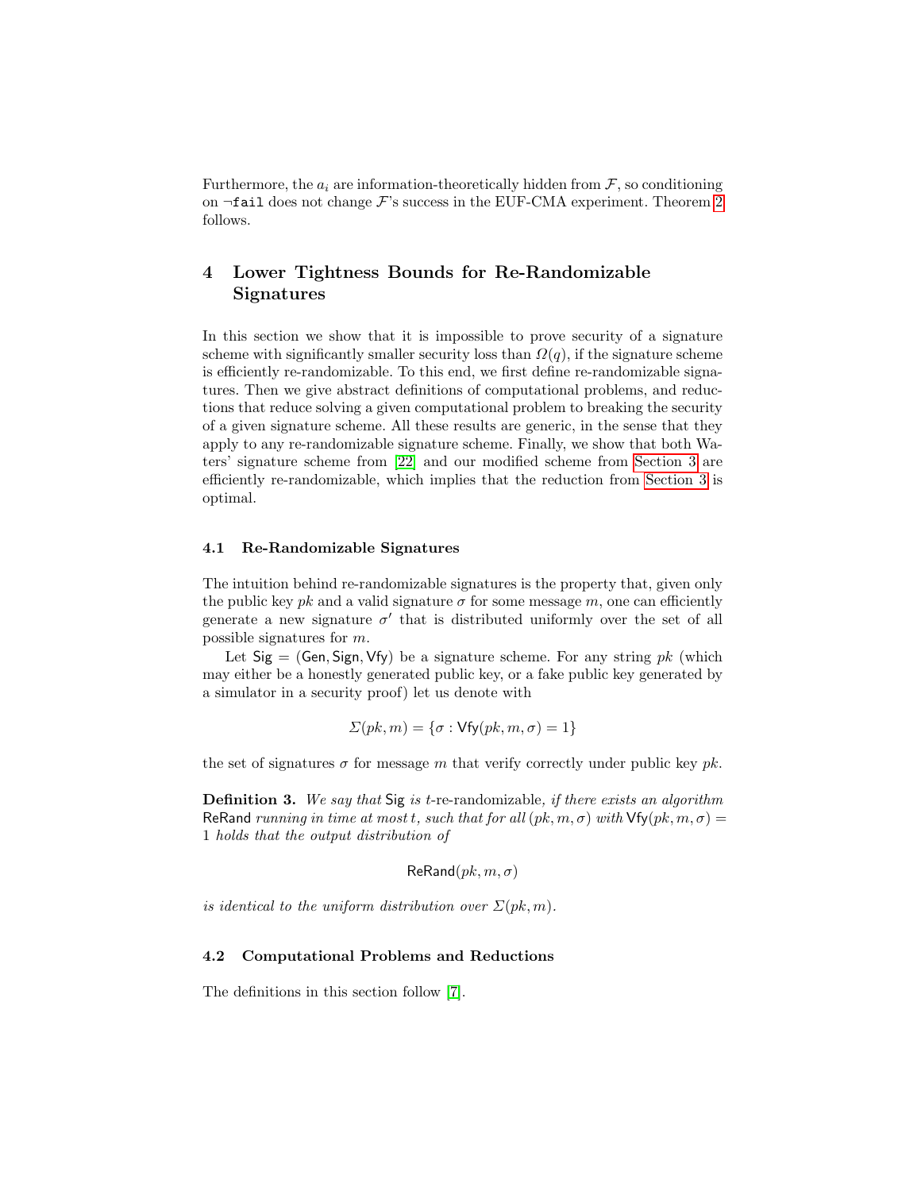Furthermore, the $a_i$ are information-theoretically hidden from $\mathcal{F}$, so conditioning on $\neg\mathtt{fail}$ does not change $\mathcal{F}$'s success in the EUF-CMA experiment. Theorem 2 follows.

## 4 Lower Tightness Bounds for Re-Randomizable Signatures

In this section we show that it is impossible to prove security of a signature scheme with significantly smaller security loss than $\Omega(q)$, if the signature scheme is efficiently re-randomizable. To this end, we first define re-randomizable signatures. Then we give abstract definitions of computational problems, and reductions that reduce solving a given computational problem to breaking the security of a given signature scheme. All these results are generic, in the sense that they apply to any re-randomizable signature scheme. Finally, we show that both Waters' signature scheme from [22] and our modified scheme from Section 3 are efficiently re-randomizable, which implies that the reduction from Section 3 is optimal.

### 4.1 Re-Randomizable Signatures

The intuition behind re-randomizable signatures is the property that, given only the public key $pk$ and a valid signature $\sigma$ for some message $m$, one can efficiently generate a new signature $\sigma'$ that is distributed uniformly over the set of all possible signatures for $m$.

Let $\mathsf{Sig} = (\mathsf{Gen}, \mathsf{Sign}, \mathsf{Vfy})$ be a signature scheme. For any string $pk$ (which may either be a honestly generated public key, or a fake public key generated by a simulator in a security proof) let us denote with

$$\Sigma(pk, m) = \{\sigma : \mathsf{Vfy}(pk, m, \sigma) = 1\}$$

the set of signatures $\sigma$ for message $m$ that verify correctly under public key $pk$.

**Definition 3.** *We say that* $\mathsf{Sig}$ *is* $t$-re-randomizable*, if there exists an algorithm* $\mathsf{ReRand}$ *running in time at most* $t$*, such that for all* $(pk, m, \sigma)$ *with* $\mathsf{Vfy}(pk, m, \sigma) = 1$ *holds that the output distribution of*

$$\mathsf{ReRand}(pk, m, \sigma)$$

*is identical to the uniform distribution over* $\Sigma(pk, m)$*.*

### 4.2 Computational Problems and Reductions

The definitions in this section follow [7].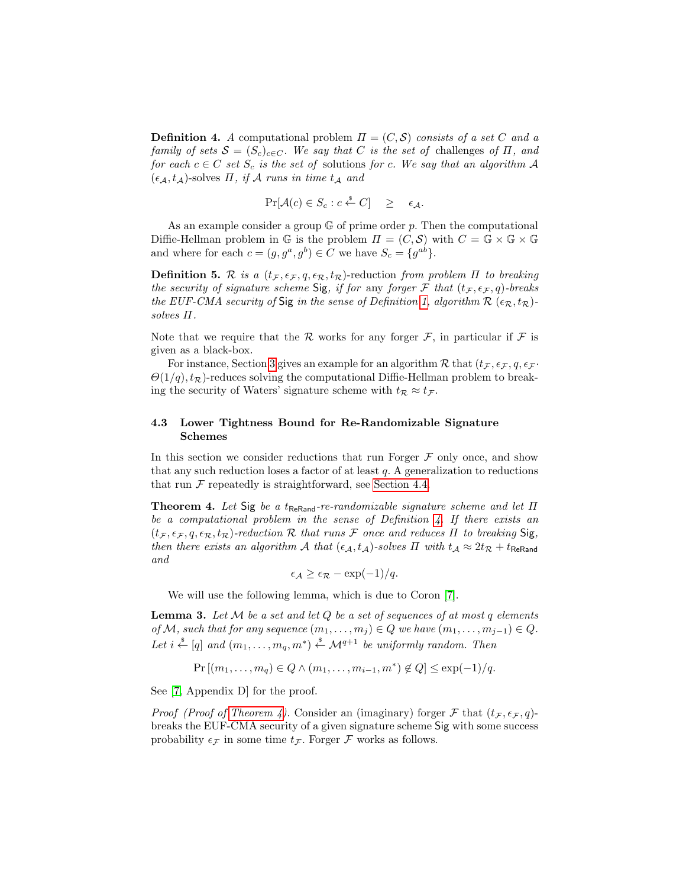**Definition 4.** *A computational problem $\Pi = (C, \mathcal{S})$ consists of a set $C$ and a family of sets $\mathcal{S} = (S_c)_{c \in C}$. We say that $C$ is the set of* challenges *of $\Pi$, and for each $c \in C$ set $S_c$ is the set of* solutions *for $c$. We say that an algorithm $\mathcal{A}$ $(\epsilon_\mathcal{A}, t_\mathcal{A})$-*solves *$\Pi$, if $\mathcal{A}$ runs in time $t_\mathcal{A}$ and*

$$\Pr[\mathcal{A}(c) \in S_c : c \xleftarrow{\$} C] \quad \geq \quad \epsilon_\mathcal{A}.$$

As an example consider a group $\mathbb{G}$ of prime order $p$. Then the computational Diffie-Hellman problem in $\mathbb{G}$ is the problem $\Pi = (C, \mathcal{S})$ with $C = \mathbb{G} \times \mathbb{G} \times \mathbb{G}$ and where for each $c = (g, g^a, g^b) \in C$ we have $S_c = \{g^{ab}\}$.

**Definition 5.** *$\mathcal{R}$ is a $(t_\mathcal{F}, \epsilon_\mathcal{F}, q, \epsilon_\mathcal{R}, t_\mathcal{R})$-reduction from problem $\Pi$ to breaking the security of signature scheme* Sig*, if for* any *forger $\mathcal{F}$ that $(t_\mathcal{F}, \epsilon_\mathcal{F}, q)$-breaks the EUF-CMA security of* Sig *in the sense of Definition 1, algorithm $\mathcal{R}$ $(\epsilon_\mathcal{R}, t_\mathcal{R})$-solves $\Pi$.*

Note that we require that the $\mathcal{R}$ works for any forger $\mathcal{F}$, in particular if $\mathcal{F}$ is given as a black-box.

For instance, Section 3 gives an example for an algorithm $\mathcal{R}$ that $(t_\mathcal{F}, \epsilon_\mathcal{F}, q, \epsilon_\mathcal{F} \cdot \Theta(1/q), t_\mathcal{R})$-reduces solving the computational Diffie-Hellman problem to breaking the security of Waters' signature scheme with $t_\mathcal{R} \approx t_\mathcal{F}$.

### 4.3 Lower Tightness Bound for Re-Randomizable Signature Schemes

In this section we consider reductions that run Forger $\mathcal{F}$ only once, and show that any such reduction loses a factor of at least $q$. A generalization to reductions that run $\mathcal{F}$ repeatedly is straightforward, see Section 4.4.

**Theorem 4.** *Let* Sig *be a $t_{\mathsf{ReRand}}$-re-randomizable signature scheme and let $\Pi$ be a computational problem in the sense of Definition 4. If there exists an $(t_\mathcal{F}, \epsilon_\mathcal{F}, q, \epsilon_\mathcal{R}, t_\mathcal{R})$-reduction $\mathcal{R}$ that runs $\mathcal{F}$ once and reduces $\Pi$ to breaking* Sig*, then there exists an algorithm $\mathcal{A}$ that $(\epsilon_\mathcal{A}, t_\mathcal{A})$-solves $\Pi$ with $t_\mathcal{A} \approx 2t_\mathcal{R} + t_{\mathsf{ReRand}}$ and*

$$\epsilon_\mathcal{A} \geq \epsilon_\mathcal{R} - \exp(-1)/q.$$

We will use the following lemma, which is due to Coron [7].

**Lemma 3.** *Let $\mathcal{M}$ be a set and let $Q$ be a set of sequences of at most $q$ elements of $\mathcal{M}$, such that for any sequence $(m_1, \ldots, m_j) \in Q$ we have $(m_1, \ldots, m_{j-1}) \in Q$. Let $i \xleftarrow{\$} [q]$ and $(m_1, \ldots, m_q, m^*) \xleftarrow{\$} \mathcal{M}^{q+1}$ be uniformly random. Then*

$$\Pr[(m_1, \ldots, m_q) \in Q \wedge (m_1, \ldots, m_{i-1}, m^*) \notin Q] \leq \exp(-1)/q.$$

See [7, Appendix D] for the proof.

*Proof (Proof of Theorem 4).* Consider an (imaginary) forger $\mathcal{F}$ that $(t_\mathcal{F}, \epsilon_\mathcal{F}, q)$-breaks the EUF-CMA security of a given signature scheme Sig with some success probability $\epsilon_\mathcal{F}$ in some time $t_\mathcal{F}$. Forger $\mathcal{F}$ works as follows.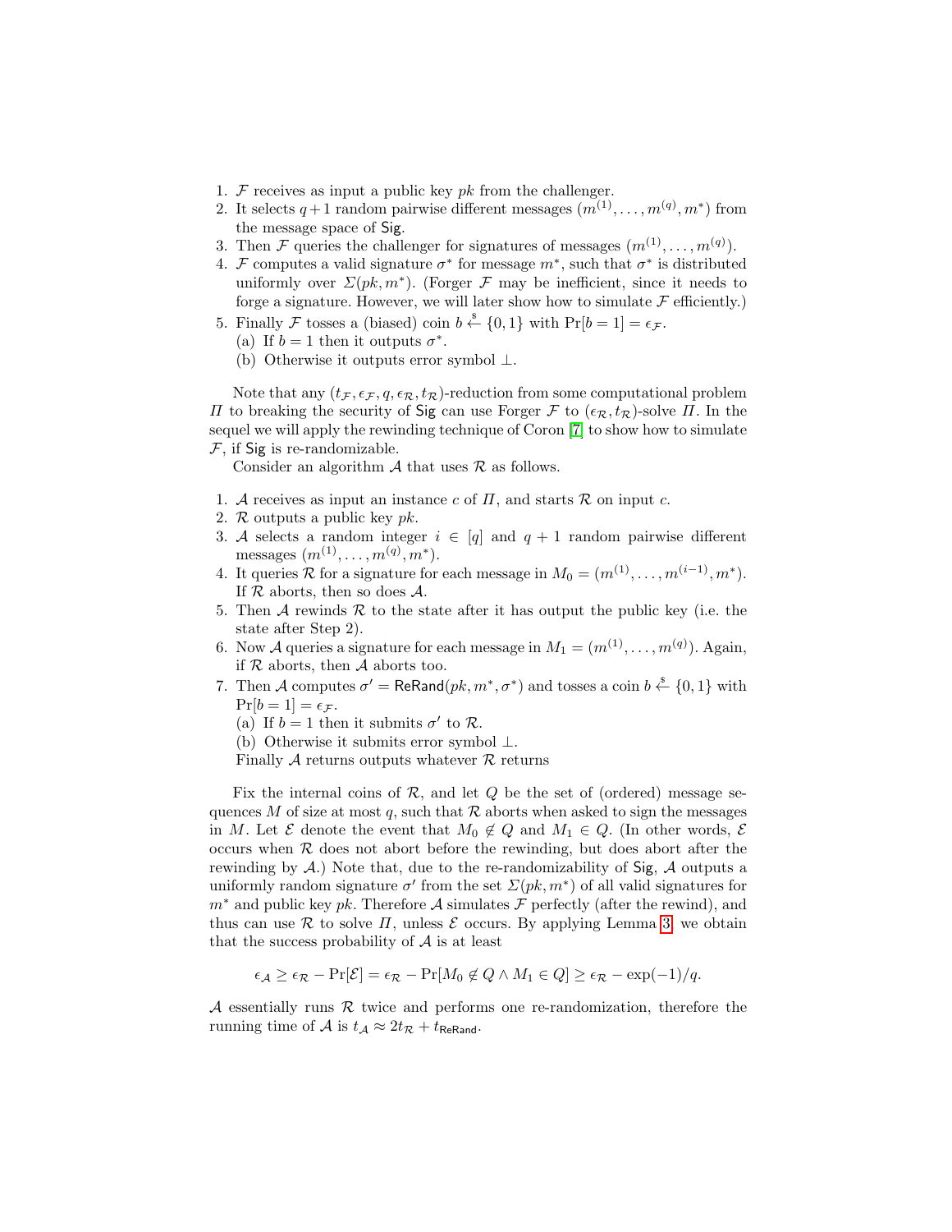1. $\mathcal{F}$ receives as input a public key $pk$ from the challenger.
2. It selects $q+1$ random pairwise different messages $(m^{(1)}, \ldots, m^{(q)}, m^*)$ from the message space of $\mathsf{Sig}$.
3. Then $\mathcal{F}$ queries the challenger for signatures of messages $(m^{(1)}, \ldots, m^{(q)})$.
4. $\mathcal{F}$ computes a valid signature $\sigma^*$ for message $m^*$, such that $\sigma^*$ is distributed uniformly over $\Sigma(pk, m^*)$. (Forger $\mathcal{F}$ may be inefficient, since it needs to forge a signature. However, we will later show how to simulate $\mathcal{F}$ efficiently.)
5. Finally $\mathcal{F}$ tosses a (biased) coin $b \stackrel{\$}{\leftarrow} \{0,1\}$ with $\Pr[b = 1] = \epsilon_{\mathcal{F}}$.
   (a) If $b = 1$ then it outputs $\sigma^*$.
   (b) Otherwise it outputs error symbol $\perp$.

Note that any $(t_{\mathcal{F}}, \epsilon_{\mathcal{F}}, q, \epsilon_{\mathcal{R}}, t_{\mathcal{R}})$-reduction from some computational problem $\Pi$ to breaking the security of $\mathsf{Sig}$ can use Forger $\mathcal{F}$ to $(\epsilon_{\mathcal{R}}, t_{\mathcal{R}})$-solve $\Pi$. In the sequel we will apply the rewinding technique of Coron [7] to show how to simulate $\mathcal{F}$, if $\mathsf{Sig}$ is re-randomizable.

Consider an algorithm $\mathcal{A}$ that uses $\mathcal{R}$ as follows.

1. $\mathcal{A}$ receives as input an instance $c$ of $\Pi$, and starts $\mathcal{R}$ on input $c$.
2. $\mathcal{R}$ outputs a public key $pk$.
3. $\mathcal{A}$ selects a random integer $i \in [q]$ and $q+1$ random pairwise different messages $(m^{(1)}, \ldots, m^{(q)}, m^*)$.
4. It queries $\mathcal{R}$ for a signature for each message in $M_0 = (m^{(1)}, \ldots, m^{(i-1)}, m^*)$. If $\mathcal{R}$ aborts, then so does $\mathcal{A}$.
5. Then $\mathcal{A}$ rewinds $\mathcal{R}$ to the state after it has output the public key (i.e. the state after Step 2).
6. Now $\mathcal{A}$ queries a signature for each message in $M_1 = (m^{(1)}, \ldots, m^{(q)})$. Again, if $\mathcal{R}$ aborts, then $\mathcal{A}$ aborts too.
7. Then $\mathcal{A}$ computes $\sigma' = \mathsf{ReRand}(pk, m^*, \sigma^*)$ and tosses a coin $b \stackrel{\$}{\leftarrow} \{0,1\}$ with $\Pr[b = 1] = \epsilon_{\mathcal{F}}$.
   (a) If $b = 1$ then it submits $\sigma'$ to $\mathcal{R}$.
   (b) Otherwise it submits error symbol $\perp$.
   Finally $\mathcal{A}$ returns outputs whatever $\mathcal{R}$ returns

Fix the internal coins of $\mathcal{R}$, and let $Q$ be the set of (ordered) message sequences $M$ of size at most $q$, such that $\mathcal{R}$ aborts when asked to sign the messages in $M$. Let $\mathcal{E}$ denote the event that $M_0 \notin Q$ and $M_1 \in Q$. (In other words, $\mathcal{E}$ occurs when $\mathcal{R}$ does not abort before the rewinding, but does abort after the rewinding by $\mathcal{A}$.) Note that, due to the re-randomizability of $\mathsf{Sig}$, $\mathcal{A}$ outputs a uniformly random signature $\sigma'$ from the set $\Sigma(pk, m^*)$ of all valid signatures for $m^*$ and public key $pk$. Therefore $\mathcal{A}$ simulates $\mathcal{F}$ perfectly (after the rewind), and thus can use $\mathcal{R}$ to solve $\Pi$, unless $\mathcal{E}$ occurs. By applying Lemma 3, we obtain that the success probability of $\mathcal{A}$ is at least

$$\epsilon_{\mathcal{A}} \geq \epsilon_{\mathcal{R}} - \Pr[\mathcal{E}] = \epsilon_{\mathcal{R}} - \Pr[M_0 \notin Q \wedge M_1 \in Q] \geq \epsilon_{\mathcal{R}} - \exp(-1)/q.$$

$\mathcal{A}$ essentially runs $\mathcal{R}$ twice and performs one re-randomization, therefore the running time of $\mathcal{A}$ is $t_{\mathcal{A}} \approx 2t_{\mathcal{R}} + t_{\mathsf{ReRand}}$.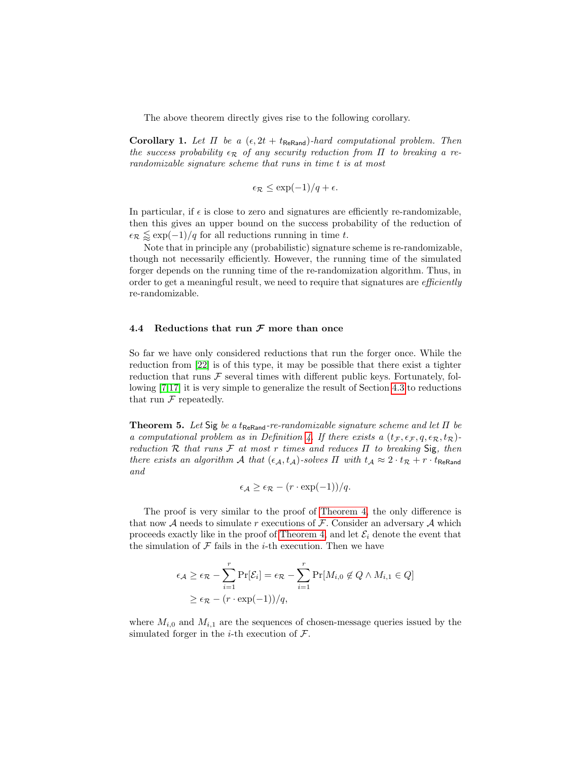The above theorem directly gives rise to the following corollary.

**Corollary 1.** *Let $\Pi$ be a $(\epsilon, 2t + t_{\mathsf{ReRand}})$-hard computational problem. Then the success probability $\epsilon_{\mathcal{R}}$ of any security reduction from $\Pi$ to breaking a re-randomizable signature scheme that runs in time $t$ is at most*

$$\epsilon_{\mathcal{R}} \leq \exp(-1)/q + \epsilon.$$

In particular, if $\epsilon$ is close to zero and signatures are efficiently re-randomizable, then this gives an upper bound on the success probability of the reduction of $\epsilon_{\mathcal{R}} \lessapprox \exp(-1)/q$ for all reductions running in time $t$.

Note that in principle any (probabilistic) signature scheme is re-randomizable, though not necessarily efficiently. However, the running time of the simulated forger depends on the running time of the re-randomization algorithm. Thus, in order to get a meaningful result, we need to require that signatures are *efficiently* re-randomizable.

### 4.4 Reductions that run $\mathcal{F}$ more than once

So far we have only considered reductions that run the forger once. While the reduction from [22] is of this type, it may be possible that there exist a tighter reduction that runs $\mathcal{F}$ several times with different public keys. Fortunately, following [7,17] it is very simple to generalize the result of Section 4.3 to reductions that run $\mathcal{F}$ repeatedly.

**Theorem 5.** *Let $\mathsf{Sig}$ be a $t_{\mathsf{ReRand}}$-re-randomizable signature scheme and let $\Pi$ be a computational problem as in Definition 4. If there exists a $(t_{\mathcal{F}}, \epsilon_{\mathcal{F}}, q, \epsilon_{\mathcal{R}}, t_{\mathcal{R}})$-reduction $\mathcal{R}$ that runs $\mathcal{F}$ at most $r$ times and reduces $\Pi$ to breaking $\mathsf{Sig}$, then there exists an algorithm $\mathcal{A}$ that $(\epsilon_{\mathcal{A}}, t_{\mathcal{A}})$-solves $\Pi$ with $t_{\mathcal{A}} \approx 2 \cdot t_{\mathcal{R}} + r \cdot t_{\mathsf{ReRand}}$ and*

$$\epsilon_{\mathcal{A}} \geq \epsilon_{\mathcal{R}} - (r \cdot \exp(-1))/q.$$

The proof is very similar to the proof of Theorem 4, the only difference is that now $\mathcal{A}$ needs to simulate $r$ executions of $\mathcal{F}$. Consider an adversary $\mathcal{A}$ which proceeds exactly like in the proof of Theorem 4, and let $\mathcal{E}_i$ denote the event that the simulation of $\mathcal{F}$ fails in the $i$-th execution. Then we have

$$\begin{aligned}
\epsilon_{\mathcal{A}} &\geq \epsilon_{\mathcal{R}} - \sum_{i=1}^{r} \Pr[\mathcal{E}_i] = \epsilon_{\mathcal{R}} - \sum_{i=1}^{r} \Pr[M_{i,0} \not\in Q \wedge M_{i,1} \in Q] \\
&\geq \epsilon_{\mathcal{R}} - (r \cdot \exp(-1))/q,
\end{aligned}$$

where $M_{i,0}$ and $M_{i,1}$ are the sequences of chosen-message queries issued by the simulated forger in the $i$-th execution of $\mathcal{F}$.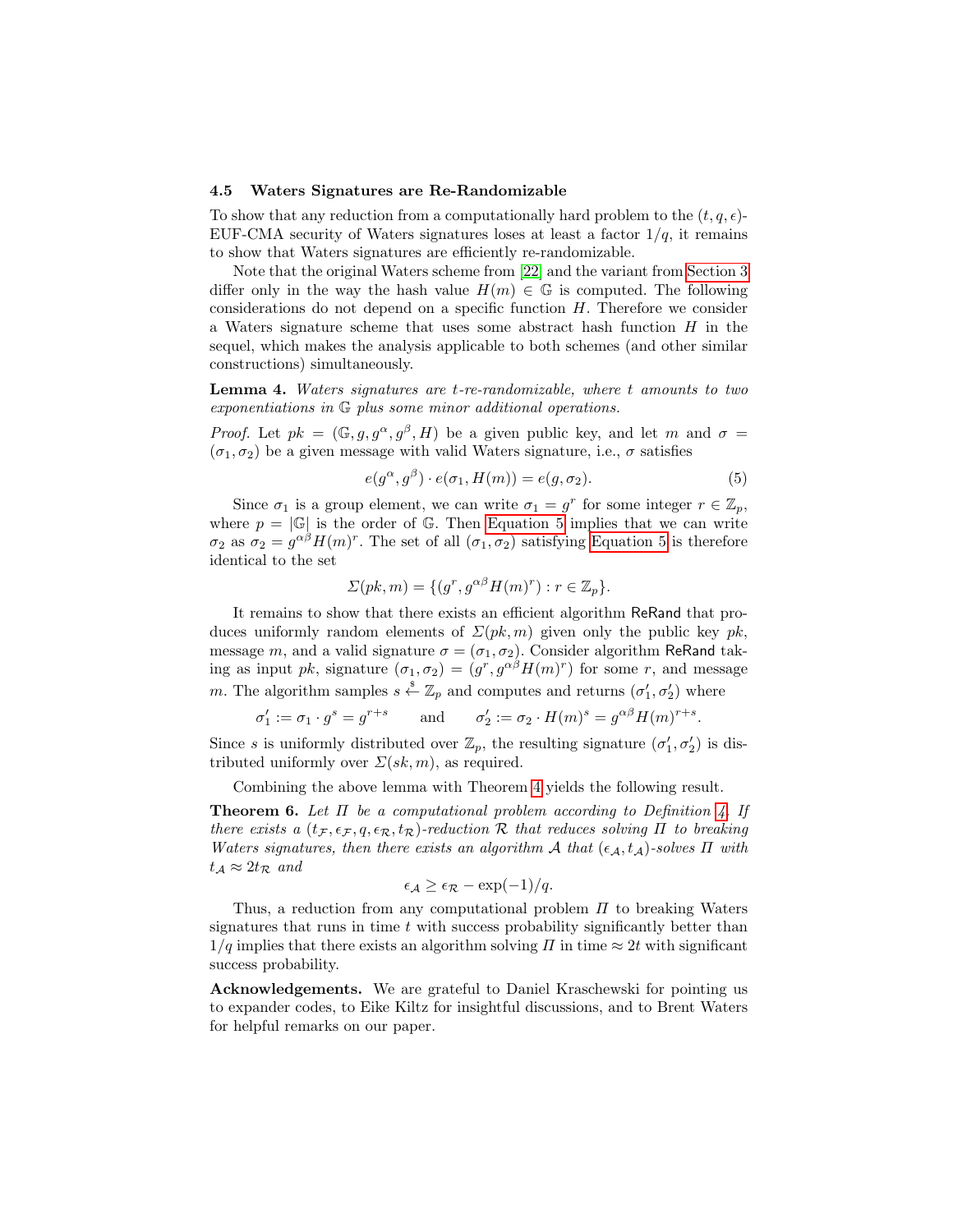### 4.5 Waters Signatures are Re-Randomizable

To show that any reduction from a computationally hard problem to the $(t, q, \epsilon)$-EUF-CMA security of Waters signatures loses at least a factor $1/q$, it remains to show that Waters signatures are efficiently re-randomizable.

Note that the original Waters scheme from [22] and the variant from Section 3 differ only in the way the hash value $H(m) \in \mathbb{G}$ is computed. The following considerations do not depend on a specific function $H$. Therefore we consider a Waters signature scheme that uses some abstract hash function $H$ in the sequel, which makes the analysis applicable to both schemes (and other similar constructions) simultaneously.

**Lemma 4.** *Waters signatures are $t$-re-randomizable, where $t$ amounts to two exponentiations in $\mathbb{G}$ plus some minor additional operations.*

*Proof.* Let $pk = (\mathbb{G}, g, g^\alpha, g^\beta, H)$ be a given public key, and let $m$ and $\sigma = (\sigma_1, \sigma_2)$ be a given message with valid Waters signature, i.e., $\sigma$ satisfies

$$e(g^\alpha, g^\beta) \cdot e(\sigma_1, H(m)) = e(g, \sigma_2). \tag{5}$$

Since $\sigma_1$ is a group element, we can write $\sigma_1 = g^r$ for some integer $r \in \mathbb{Z}_p$, where $p = |\mathbb{G}|$ is the order of $\mathbb{G}$. Then Equation 5 implies that we can write $\sigma_2$ as $\sigma_2 = g^{\alpha\beta} H(m)^r$. The set of all $(\sigma_1, \sigma_2)$ satisfying Equation 5 is therefore identical to the set

$$\Sigma(pk, m) = \{(g^r, g^{\alpha\beta} H(m)^r) : r \in \mathbb{Z}_p\}.$$

It remains to show that there exists an efficient algorithm $\mathsf{ReRand}$ that produces uniformly random elements of $\Sigma(pk, m)$ given only the public key $pk$, message $m$, and a valid signature $\sigma = (\sigma_1, \sigma_2)$. Consider algorithm $\mathsf{ReRand}$ taking as input $pk$, signature $(\sigma_1, \sigma_2) = (g^r, g^{\alpha\beta} H(m)^r)$ for some $r$, and message $m$. The algorithm samples $s \stackrel{\$}{\leftarrow} \mathbb{Z}_p$ and computes and returns $(\sigma_1', \sigma_2')$ where

$$\sigma_1' := \sigma_1 \cdot g^s = g^{r+s} \qquad \text{and} \qquad \sigma_2' := \sigma_2 \cdot H(m)^s = g^{\alpha\beta} H(m)^{r+s}.$$

Since $s$ is uniformly distributed over $\mathbb{Z}_p$, the resulting signature $(\sigma_1', \sigma_2')$ is distributed uniformly over $\Sigma(sk, m)$, as required.

Combining the above lemma with Theorem 4 yields the following result.

**Theorem 6.** *Let $\Pi$ be a computational problem according to Definition 4. If there exists a $(t_\mathcal{F}, \epsilon_\mathcal{F}, q, \epsilon_\mathcal{R}, t_\mathcal{R})$-reduction $\mathcal{R}$ that reduces solving $\Pi$ to breaking Waters signatures, then there exists an algorithm $\mathcal{A}$ that $(\epsilon_\mathcal{A}, t_\mathcal{A})$-solves $\Pi$ with $t_\mathcal{A} \approx 2t_\mathcal{R}$ and*

$$\epsilon_\mathcal{A} \geq \epsilon_\mathcal{R} - \exp(-1)/q.$$

Thus, a reduction from any computational problem $\Pi$ to breaking Waters signatures that runs in time $t$ with success probability significantly better than $1/q$ implies that there exists an algorithm solving $\Pi$ in time $\approx 2t$ with significant success probability.

**Acknowledgements.** We are grateful to Daniel Kraschewski for pointing us to expander codes, to Eike Kiltz for insightful discussions, and to Brent Waters for helpful remarks on our paper.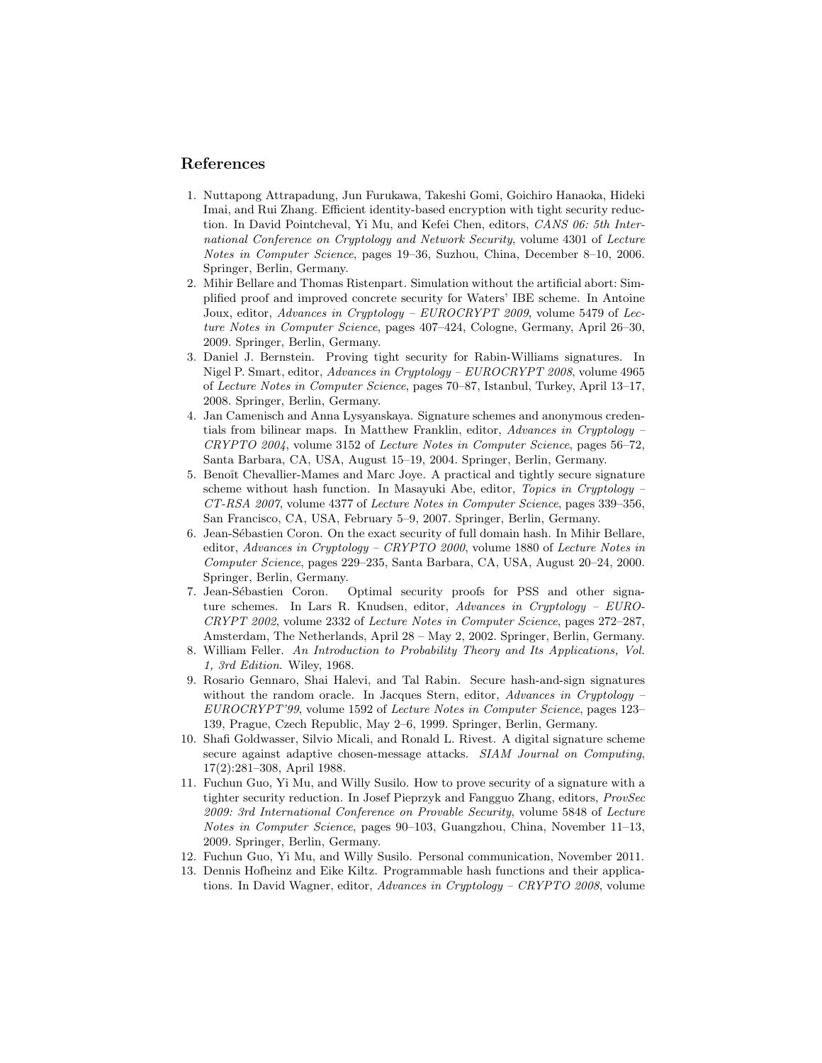## References

1. Nuttapong Attrapadung, Jun Furukawa, Takeshi Gomi, Goichiro Hanaoka, Hideki Imai, and Rui Zhang. Efficient identity-based encryption with tight security reduction. In David Pointcheval, Yi Mu, and Kefei Chen, editors, *CANS 06: 5th International Conference on Cryptology and Network Security*, volume 4301 of *Lecture Notes in Computer Science*, pages 19–36, Suzhou, China, December 8–10, 2006. Springer, Berlin, Germany.
2. Mihir Bellare and Thomas Ristenpart. Simulation without the artificial abort: Simplified proof and improved concrete security for Waters' IBE scheme. In Antoine Joux, editor, *Advances in Cryptology – EUROCRYPT 2009*, volume 5479 of *Lecture Notes in Computer Science*, pages 407–424, Cologne, Germany, April 26–30, 2009. Springer, Berlin, Germany.
3. Daniel J. Bernstein. Proving tight security for Rabin-Williams signatures. In Nigel P. Smart, editor, *Advances in Cryptology – EUROCRYPT 2008*, volume 4965 of *Lecture Notes in Computer Science*, pages 70–87, Istanbul, Turkey, April 13–17, 2008. Springer, Berlin, Germany.
4. Jan Camenisch and Anna Lysyanskaya. Signature schemes and anonymous credentials from bilinear maps. In Matthew Franklin, editor, *Advances in Cryptology – CRYPTO 2004*, volume 3152 of *Lecture Notes in Computer Science*, pages 56–72, Santa Barbara, CA, USA, August 15–19, 2004. Springer, Berlin, Germany.
5. Benoît Chevallier-Mames and Marc Joye. A practical and tightly secure signature scheme without hash function. In Masayuki Abe, editor, *Topics in Cryptology – CT-RSA 2007*, volume 4377 of *Lecture Notes in Computer Science*, pages 339–356, San Francisco, CA, USA, February 5–9, 2007. Springer, Berlin, Germany.
6. Jean-Sébastien Coron. On the exact security of full domain hash. In Mihir Bellare, editor, *Advances in Cryptology – CRYPTO 2000*, volume 1880 of *Lecture Notes in Computer Science*, pages 229–235, Santa Barbara, CA, USA, August 20–24, 2000. Springer, Berlin, Germany.
7. Jean-Sébastien Coron. Optimal security proofs for PSS and other signature schemes. In Lars R. Knudsen, editor, *Advances in Cryptology – EUROCRYPT 2002*, volume 2332 of *Lecture Notes in Computer Science*, pages 272–287, Amsterdam, The Netherlands, April 28 – May 2, 2002. Springer, Berlin, Germany.
8. William Feller. *An Introduction to Probability Theory and Its Applications, Vol. 1, 3rd Edition*. Wiley, 1968.
9. Rosario Gennaro, Shai Halevi, and Tal Rabin. Secure hash-and-sign signatures without the random oracle. In Jacques Stern, editor, *Advances in Cryptology – EUROCRYPT'99*, volume 1592 of *Lecture Notes in Computer Science*, pages 123–139, Prague, Czech Republic, May 2–6, 1999. Springer, Berlin, Germany.
10. Shafi Goldwasser, Silvio Micali, and Ronald L. Rivest. A digital signature scheme secure against adaptive chosen-message attacks. *SIAM Journal on Computing*, 17(2):281–308, April 1988.
11. Fuchun Guo, Yi Mu, and Willy Susilo. How to prove security of a signature with a tighter security reduction. In Josef Pieprzyk and Fangguo Zhang, editors, *ProvSec 2009: 3rd International Conference on Provable Security*, volume 5848 of *Lecture Notes in Computer Science*, pages 90–103, Guangzhou, China, November 11–13, 2009. Springer, Berlin, Germany.
12. Fuchun Guo, Yi Mu, and Willy Susilo. Personal communication, November 2011.
13. Dennis Hofheinz and Eike Kiltz. Programmable hash functions and their applications. In David Wagner, editor, *Advances in Cryptology – CRYPTO 2008*, volume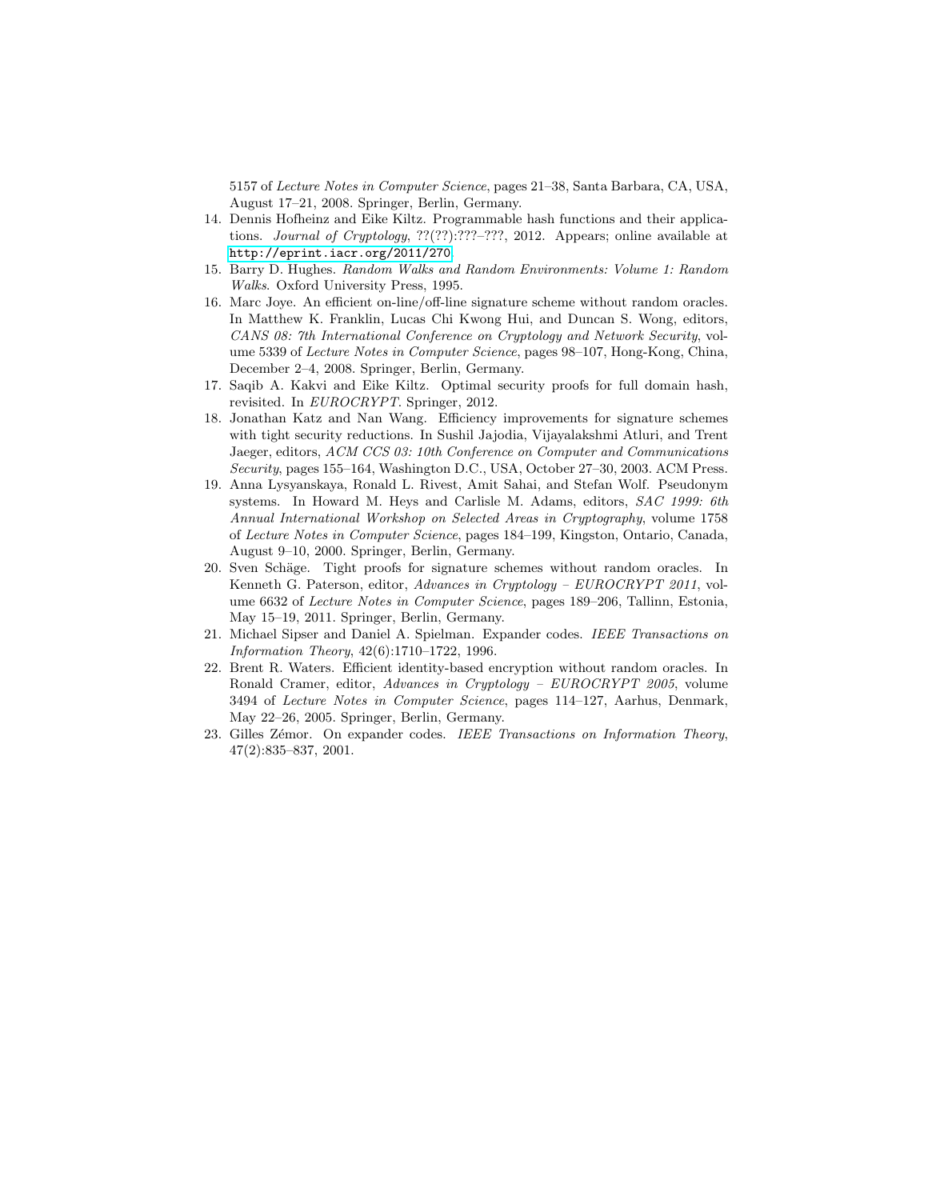5157 of *Lecture Notes in Computer Science*, pages 21–38, Santa Barbara, CA, USA, August 17–21, 2008. Springer, Berlin, Germany.

14. Dennis Hofheinz and Eike Kiltz. Programmable hash functions and their applications. *Journal of Cryptology*, ??(??):???–???, 2012. Appears; online available at http://eprint.iacr.org/2011/270.
15. Barry D. Hughes. *Random Walks and Random Environments: Volume 1: Random Walks*. Oxford University Press, 1995.
16. Marc Joye. An efficient on-line/off-line signature scheme without random oracles. In Matthew K. Franklin, Lucas Chi Kwong Hui, and Duncan S. Wong, editors, *CANS 08: 7th International Conference on Cryptology and Network Security*, volume 5339 of *Lecture Notes in Computer Science*, pages 98–107, Hong-Kong, China, December 2–4, 2008. Springer, Berlin, Germany.
17. Saqib A. Kakvi and Eike Kiltz. Optimal security proofs for full domain hash, revisited. In *EUROCRYPT*. Springer, 2012.
18. Jonathan Katz and Nan Wang. Efficiency improvements for signature schemes with tight security reductions. In Sushil Jajodia, Vijayalakshmi Atluri, and Trent Jaeger, editors, *ACM CCS 03: 10th Conference on Computer and Communications Security*, pages 155–164, Washington D.C., USA, October 27–30, 2003. ACM Press.
19. Anna Lysyanskaya, Ronald L. Rivest, Amit Sahai, and Stefan Wolf. Pseudonym systems. In Howard M. Heys and Carlisle M. Adams, editors, *SAC 1999: 6th Annual International Workshop on Selected Areas in Cryptography*, volume 1758 of *Lecture Notes in Computer Science*, pages 184–199, Kingston, Ontario, Canada, August 9–10, 2000. Springer, Berlin, Germany.
20. Sven Schäge. Tight proofs for signature schemes without random oracles. In Kenneth G. Paterson, editor, *Advances in Cryptology – EUROCRYPT 2011*, volume 6632 of *Lecture Notes in Computer Science*, pages 189–206, Tallinn, Estonia, May 15–19, 2011. Springer, Berlin, Germany.
21. Michael Sipser and Daniel A. Spielman. Expander codes. *IEEE Transactions on Information Theory*, 42(6):1710–1722, 1996.
22. Brent R. Waters. Efficient identity-based encryption without random oracles. In Ronald Cramer, editor, *Advances in Cryptology – EUROCRYPT 2005*, volume 3494 of *Lecture Notes in Computer Science*, pages 114–127, Aarhus, Denmark, May 22–26, 2005. Springer, Berlin, Germany.
23. Gilles Zémor. On expander codes. *IEEE Transactions on Information Theory*, 47(2):835–837, 2001.